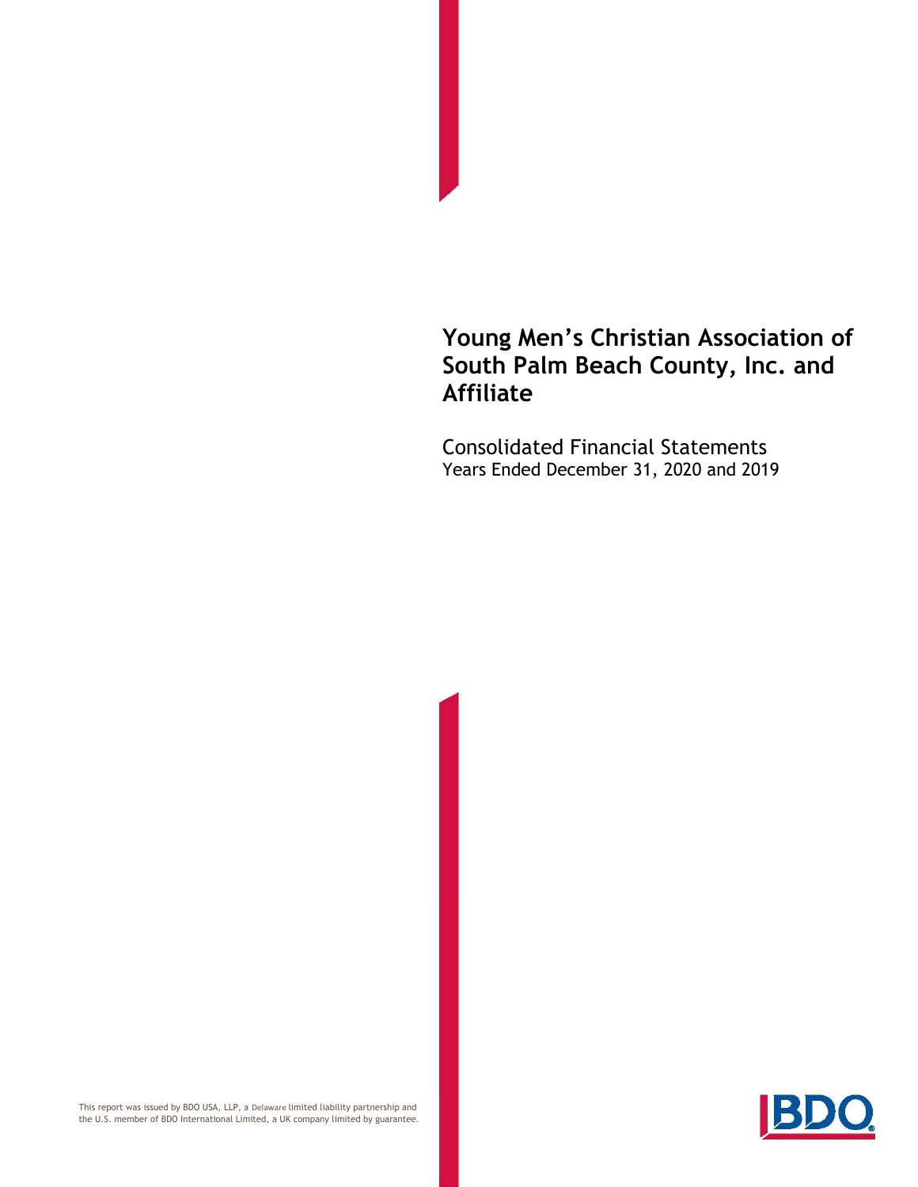# Young Men's Christian Association of South Palm Beach County, Inc. and Affiliate

Consolidated Financial Statements
Years Ended December 31, 2020 and 2019

This report was issued by BDO USA, LLP, a Delaware limited liability partnership and the U.S. member of BDO International Limited, a UK company limited by guarantee.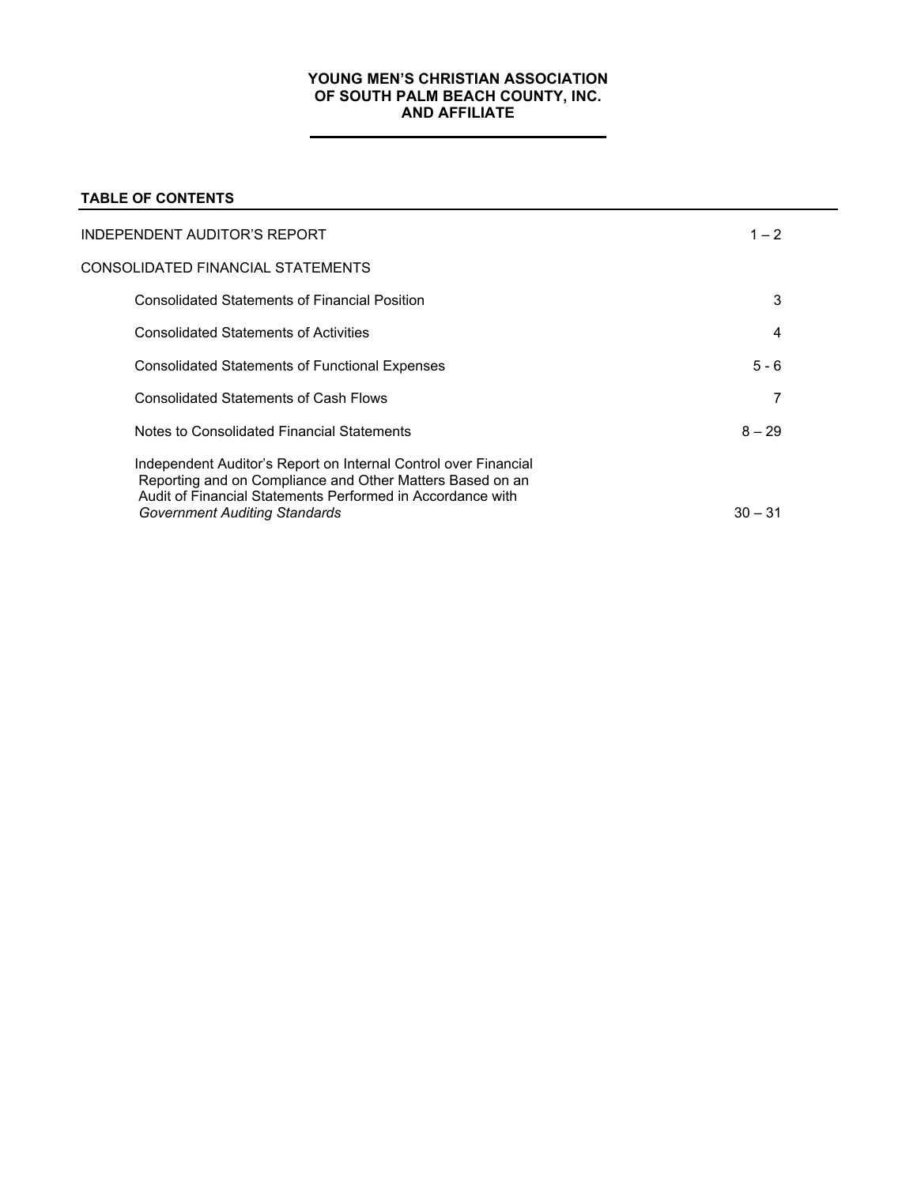**YOUNG MEN'S CHRISTIAN ASSOCIATION**
**OF SOUTH PALM BEACH COUNTY, INC.**
**AND AFFILIATE**

## TABLE OF CONTENTS

| | |
|---|---|
| INDEPENDENT AUDITOR'S REPORT | 1 – 2 |
| CONSOLIDATED FINANCIAL STATEMENTS | |
| Consolidated Statements of Financial Position | 3 |
| Consolidated Statements of Activities | 4 |
| Consolidated Statements of Functional Expenses | 5 - 6 |
| Consolidated Statements of Cash Flows | 7 |
| Notes to Consolidated Financial Statements | 8 – 29 |
| Independent Auditor's Report on Internal Control over Financial Reporting and on Compliance and Other Matters Based on an Audit of Financial Statements Performed in Accordance with *Government Auditing Standards* | 30 – 31 |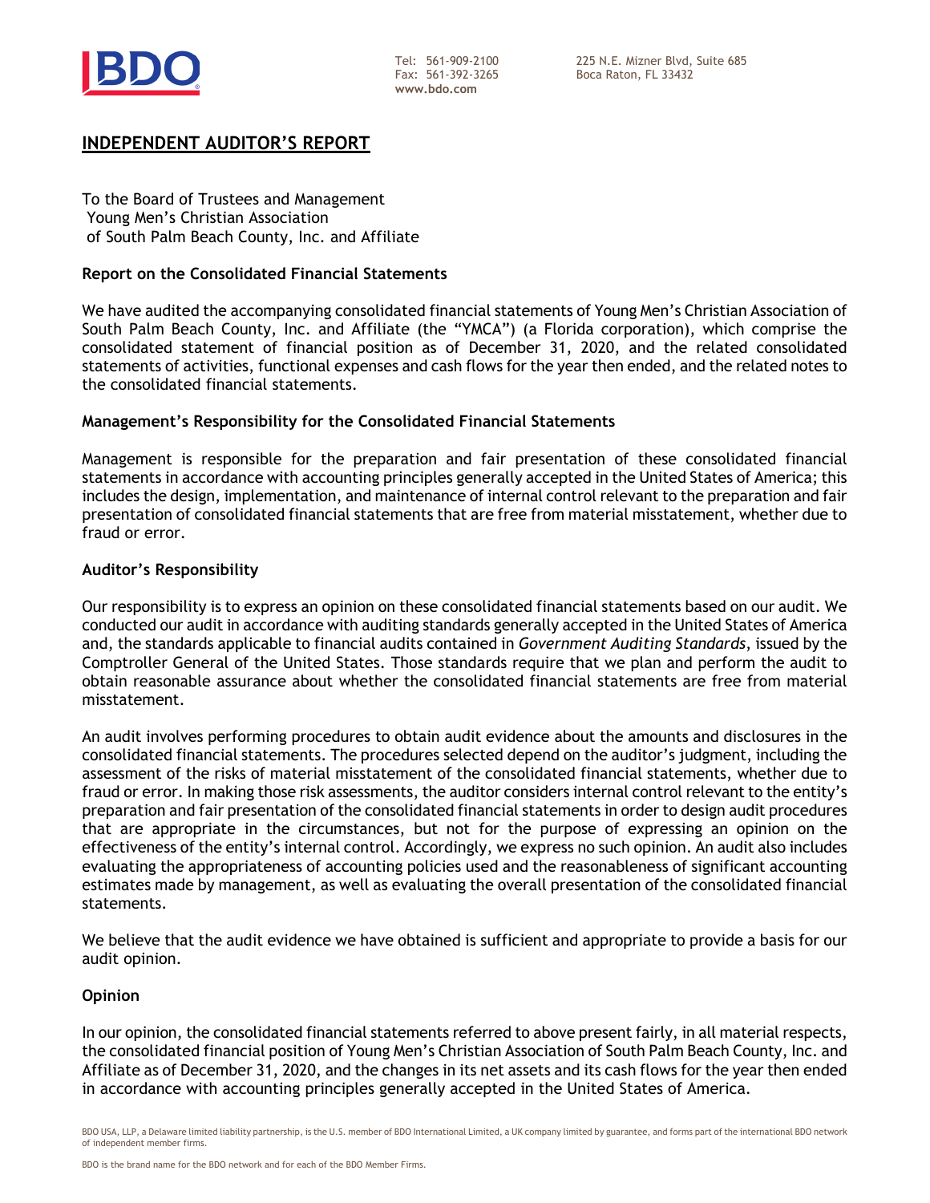BDO

Tel: 561-909-2100
Fax: 561-392-3265
www.bdo.com

225 N.E. Mizner Blvd, Suite 685
Boca Raton, FL 33432

## INDEPENDENT AUDITOR'S REPORT

To the Board of Trustees and Management
Young Men's Christian Association
of South Palm Beach County, Inc. and Affiliate

### Report on the Consolidated Financial Statements

We have audited the accompanying consolidated financial statements of Young Men's Christian Association of South Palm Beach County, Inc. and Affiliate (the "YMCA") (a Florida corporation), which comprise the consolidated statement of financial position as of December 31, 2020, and the related consolidated statements of activities, functional expenses and cash flows for the year then ended, and the related notes to the consolidated financial statements.

### Management's Responsibility for the Consolidated Financial Statements

Management is responsible for the preparation and fair presentation of these consolidated financial statements in accordance with accounting principles generally accepted in the United States of America; this includes the design, implementation, and maintenance of internal control relevant to the preparation and fair presentation of consolidated financial statements that are free from material misstatement, whether due to fraud or error.

### Auditor's Responsibility

Our responsibility is to express an opinion on these consolidated financial statements based on our audit. We conducted our audit in accordance with auditing standards generally accepted in the United States of America and, the standards applicable to financial audits contained in *Government Auditing Standards*, issued by the Comptroller General of the United States. Those standards require that we plan and perform the audit to obtain reasonable assurance about whether the consolidated financial statements are free from material misstatement.

An audit involves performing procedures to obtain audit evidence about the amounts and disclosures in the consolidated financial statements. The procedures selected depend on the auditor's judgment, including the assessment of the risks of material misstatement of the consolidated financial statements, whether due to fraud or error. In making those risk assessments, the auditor considers internal control relevant to the entity's preparation and fair presentation of the consolidated financial statements in order to design audit procedures that are appropriate in the circumstances, but not for the purpose of expressing an opinion on the effectiveness of the entity's internal control. Accordingly, we express no such opinion. An audit also includes evaluating the appropriateness of accounting policies used and the reasonableness of significant accounting estimates made by management, as well as evaluating the overall presentation of the consolidated financial statements.

We believe that the audit evidence we have obtained is sufficient and appropriate to provide a basis for our audit opinion.

### Opinion

In our opinion, the consolidated financial statements referred to above present fairly, in all material respects, the consolidated financial position of Young Men's Christian Association of South Palm Beach County, Inc. and Affiliate as of December 31, 2020, and the changes in its net assets and its cash flows for the year then ended in accordance with accounting principles generally accepted in the United States of America.

BDO USA, LLP, a Delaware limited liability partnership, is the U.S. member of BDO International Limited, a UK company limited by guarantee, and forms part of the international BDO network of independent member firms.

BDO is the brand name for the BDO network and for each of the BDO Member Firms.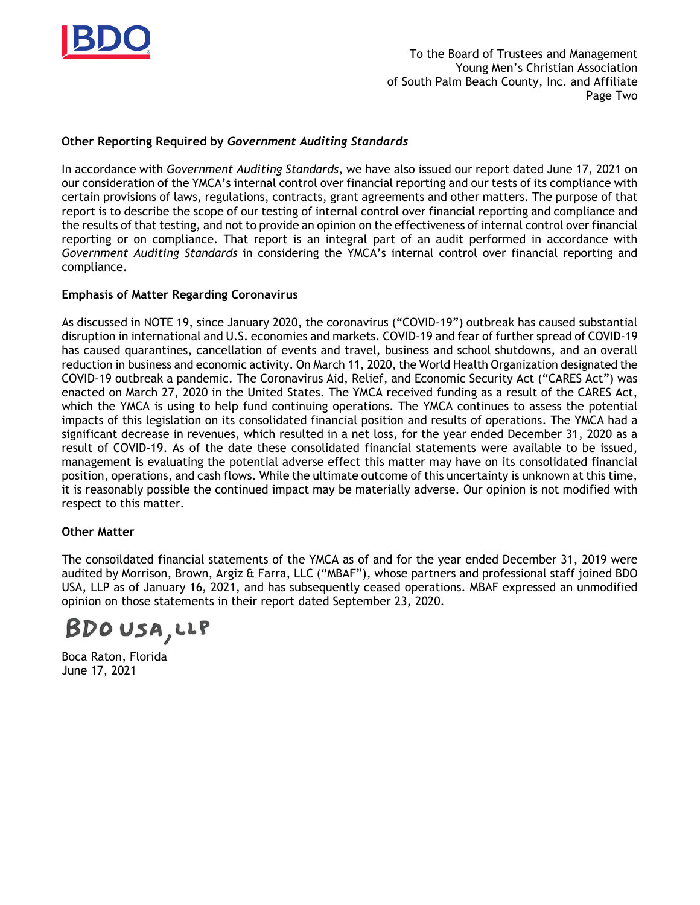**Other Reporting Required by *Government Auditing Standards***

In accordance with *Government Auditing Standards*, we have also issued our report dated June 17, 2021 on our consideration of the YMCA's internal control over financial reporting and our tests of its compliance with certain provisions of laws, regulations, contracts, grant agreements and other matters. The purpose of that report is to describe the scope of our testing of internal control over financial reporting and compliance and the results of that testing, and not to provide an opinion on the effectiveness of internal control over financial reporting or on compliance. That report is an integral part of an audit performed in accordance with *Government Auditing Standards* in considering the YMCA's internal control over financial reporting and compliance.

**Emphasis of Matter Regarding Coronavirus**

As discussed in NOTE 19, since January 2020, the coronavirus ("COVID-19") outbreak has caused substantial disruption in international and U.S. economies and markets. COVID-19 and fear of further spread of COVID-19 has caused quarantines, cancellation of events and travel, business and school shutdowns, and an overall reduction in business and economic activity. On March 11, 2020, the World Health Organization designated the COVID-19 outbreak a pandemic. The Coronavirus Aid, Relief, and Economic Security Act ("CARES Act") was enacted on March 27, 2020 in the United States. The YMCA received funding as a result of the CARES Act, which the YMCA is using to help fund continuing operations. The YMCA continues to assess the potential impacts of this legislation on its consolidated financial position and results of operations. The YMCA had a significant decrease in revenues, which resulted in a net loss, for the year ended December 31, 2020 as a result of COVID-19. As of the date these consolidated financial statements were available to be issued, management is evaluating the potential adverse effect this matter may have on its consolidated financial position, operations, and cash flows. While the ultimate outcome of this uncertainty is unknown at this time, it is reasonably possible the continued impact may be materially adverse. Our opinion is not modified with respect to this matter.

**Other Matter**

The consoildated financial statements of the YMCA as of and for the year ended December 31, 2019 were audited by Morrison, Brown, Argiz & Farra, LLC ("MBAF"), whose partners and professional staff joined BDO USA, LLP as of January 16, 2021, and has subsequently ceased operations. MBAF expressed an unmodified opinion on those statements in their report dated September 23, 2020.

BDO USA, LLP

Boca Raton, Florida
June 17, 2021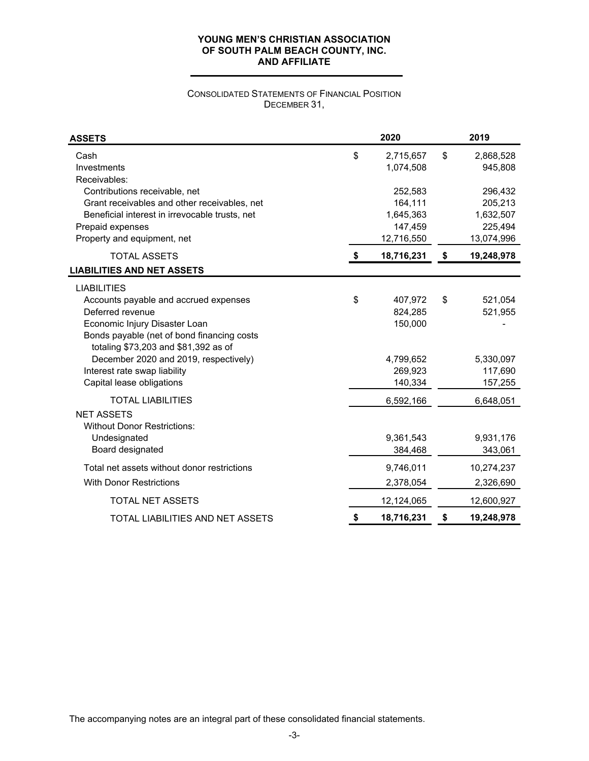**YOUNG MEN'S CHRISTIAN ASSOCIATION OF SOUTH PALM BEACH COUNTY, INC. AND AFFILIATE**

CONSOLIDATED STATEMENTS OF FINANCIAL POSITION
DECEMBER 31,

| **ASSETS** | **2020** | **2019** |
|---|---|---|
| Cash | $ 2,715,657 | $ 2,868,528 |
| Investments | 1,074,508 | 945,808 |
| Receivables: | | |
| Contributions receivable, net | 252,583 | 296,432 |
| Grant receivables and other receivables, net | 164,111 | 205,213 |
| Beneficial interest in irrevocable trusts, net | 1,645,363 | 1,632,507 |
| Prepaid expenses | 147,459 | 225,494 |
| Property and equipment, net | 12,716,550 | 13,074,996 |
| TOTAL ASSETS | **$ 18,716,231** | **$ 19,248,978** |
| **LIABILITIES AND NET ASSETS** | | |
| LIABILITIES | | |
| Accounts payable and accrued expenses | $ 407,972 | $ 521,054 |
| Deferred revenue | 824,285 | 521,955 |
| Economic Injury Disaster Loan | 150,000 | - |
| Bonds payable (net of bond financing costs totaling $73,203 and $81,392 as of December 2020 and 2019, respectively) | 4,799,652 | 5,330,097 |
| Interest rate swap liability | 269,923 | 117,690 |
| Capital lease obligations | 140,334 | 157,255 |
| TOTAL LIABILITIES | 6,592,166 | 6,648,051 |
| NET ASSETS | | |
| Without Donor Restrictions: | | |
| Undesignated | 9,361,543 | 9,931,176 |
| Board designated | 384,468 | 343,061 |
| Total net assets without donor restrictions | 9,746,011 | 10,274,237 |
| With Donor Restrictions | 2,378,054 | 2,326,690 |
| TOTAL NET ASSETS | 12,124,065 | 12,600,927 |
| TOTAL LIABILITIES AND NET ASSETS | **$ 18,716,231** | **$ 19,248,978** |

The accompanying notes are an integral part of these consolidated financial statements.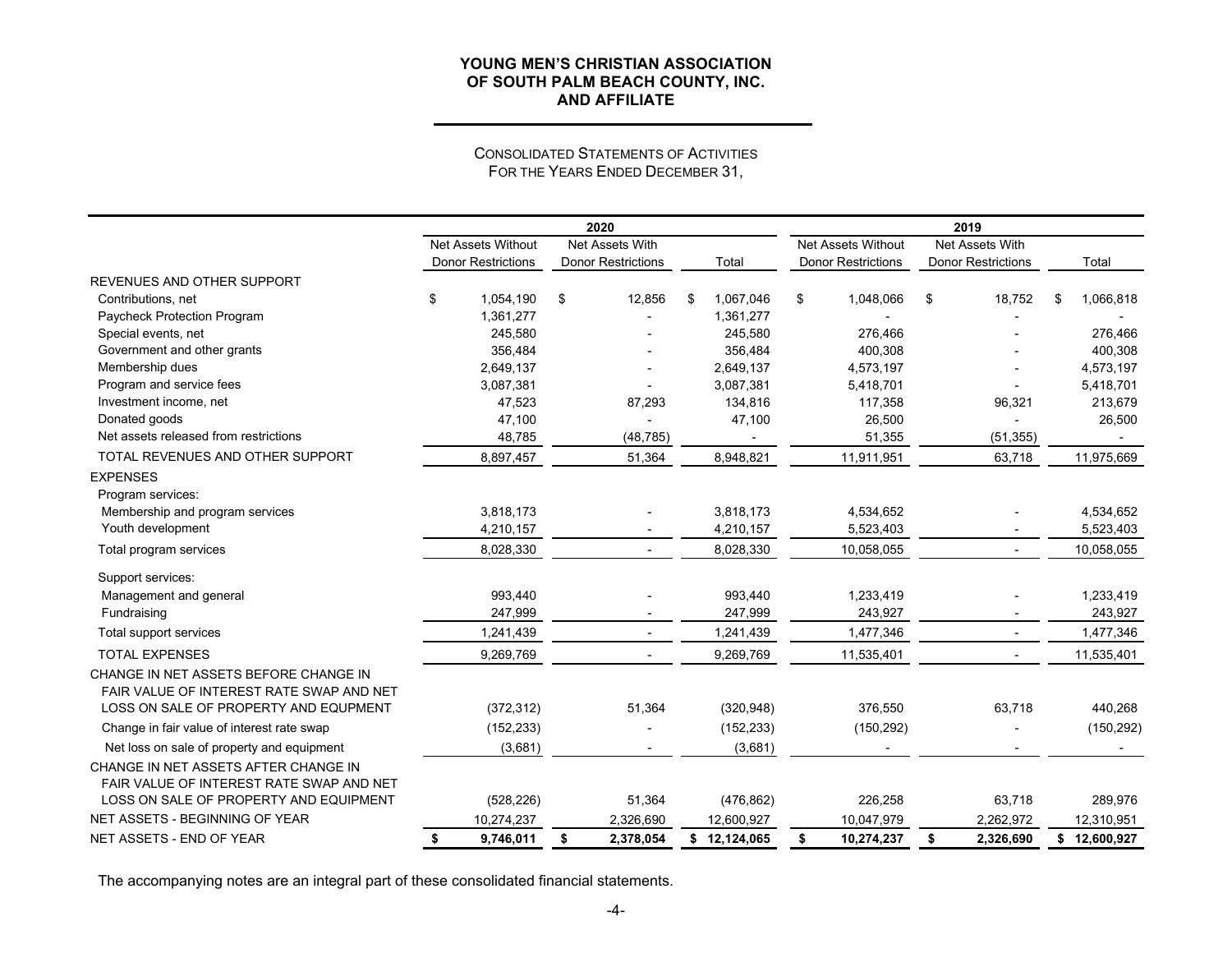# YOUNG MEN'S CHRISTIAN ASSOCIATION OF SOUTH PALM BEACH COUNTY, INC. AND AFFILIATE

## CONSOLIDATED STATEMENTS OF ACTIVITIES
### FOR THE YEARS ENDED DECEMBER 31,

| | 2020 | | | 2019 | | |
|---|---|---|---|---|---|---|
| | Net Assets Without Donor Restrictions | Net Assets With Donor Restrictions | Total | Net Assets Without Donor Restrictions | Net Assets With Donor Restrictions | Total |
| REVENUES AND OTHER SUPPORT | | | | | | |
| Contributions, net | $ 1,054,190 | $ 12,856 | $ 1,067,046 | $ 1,048,066 | $ 18,752 | $ 1,066,818 |
| Paycheck Protection Program | 1,361,277 | - | 1,361,277 | - | - | - |
| Special events, net | 245,580 | - | 245,580 | 276,466 | - | 276,466 |
| Government and other grants | 356,484 | - | 356,484 | 400,308 | - | 400,308 |
| Membership dues | 2,649,137 | - | 2,649,137 | 4,573,197 | - | 4,573,197 |
| Program and service fees | 3,087,381 | - | 3,087,381 | 5,418,701 | - | 5,418,701 |
| Investment income, net | 47,523 | 87,293 | 134,816 | 117,358 | 96,321 | 213,679 |
| Donated goods | 47,100 | - | 47,100 | 26,500 | - | 26,500 |
| Net assets released from restrictions | 48,785 | (48,785) | - | 51,355 | (51,355) | - |
| TOTAL REVENUES AND OTHER SUPPORT | 8,897,457 | 51,364 | 8,948,821 | 11,911,951 | 63,718 | 11,975,669 |
| EXPENSES | | | | | | |
| Program services: | | | | | | |
| Membership and program services | 3,818,173 | - | 3,818,173 | 4,534,652 | - | 4,534,652 |
| Youth development | 4,210,157 | - | 4,210,157 | 5,523,403 | - | 5,523,403 |
| Total program services | 8,028,330 | - | 8,028,330 | 10,058,055 | - | 10,058,055 |
| Support services: | | | | | | |
| Management and general | 993,440 | - | 993,440 | 1,233,419 | - | 1,233,419 |
| Fundraising | 247,999 | - | 247,999 | 243,927 | - | 243,927 |
| Total support services | 1,241,439 | - | 1,241,439 | 1,477,346 | - | 1,477,346 |
| TOTAL EXPENSES | 9,269,769 | - | 9,269,769 | 11,535,401 | - | 11,535,401 |
| CHANGE IN NET ASSETS BEFORE CHANGE IN FAIR VALUE OF INTEREST RATE SWAP AND NET LOSS ON SALE OF PROPERTY AND EQUPMENT | (372,312) | 51,364 | (320,948) | 376,550 | 63,718 | 440,268 |
| Change in fair value of interest rate swap | (152,233) | - | (152,233) | (150,292) | - | (150,292) |
| Net loss on sale of property and equipment | (3,681) | - | (3,681) | - | - | - |
| CHANGE IN NET ASSETS AFTER CHANGE IN FAIR VALUE OF INTEREST RATE SWAP AND NET LOSS ON SALE OF PROPERTY AND EQUIPMENT | (528,226) | 51,364 | (476,862) | 226,258 | 63,718 | 289,976 |
| NET ASSETS - BEGINNING OF YEAR | 10,274,237 | 2,326,690 | 12,600,927 | 10,047,979 | 2,262,972 | 12,310,951 |
| NET ASSETS - END OF YEAR | **$ 9,746,011** | **$ 2,378,054** | **$ 12,124,065** | **$ 10,274,237** | **$ 2,326,690** | **$ 12,600,927** |

The accompanying notes are an integral part of these consolidated financial statements.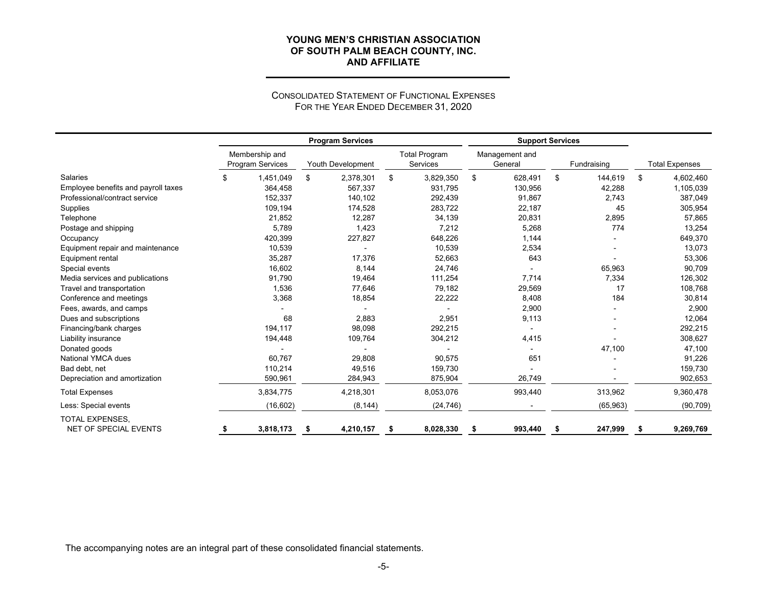# YOUNG MEN'S CHRISTIAN ASSOCIATION OF SOUTH PALM BEACH COUNTY, INC. AND AFFILIATE

## CONSOLIDATED STATEMENT OF FUNCTIONAL EXPENSES
FOR THE YEAR ENDED DECEMBER 31, 2020

| | Program Services | | | Support Services | | |
|---|---|---|---|---|---|---|
| | Membership and Program Services | Youth Development | Total Program Services | Management and General | Fundraising | Total Expenses |
| Salaries | $ 1,451,049 | $ 2,378,301 | $ 3,829,350 | $ 628,491 | $ 144,619 | $ 4,602,460 |
| Employee benefits and payroll taxes | 364,458 | 567,337 | 931,795 | 130,956 | 42,288 | 1,105,039 |
| Professional/contract service | 152,337 | 140,102 | 292,439 | 91,867 | 2,743 | 387,049 |
| Supplies | 109,194 | 174,528 | 283,722 | 22,187 | 45 | 305,954 |
| Telephone | 21,852 | 12,287 | 34,139 | 20,831 | 2,895 | 57,865 |
| Postage and shipping | 5,789 | 1,423 | 7,212 | 5,268 | 774 | 13,254 |
| Occupancy | 420,399 | 227,827 | 648,226 | 1,144 | - | 649,370 |
| Equipment repair and maintenance | 10,539 | - | 10,539 | 2,534 | - | 13,073 |
| Equipment rental | 35,287 | 17,376 | 52,663 | 643 | - | 53,306 |
| Special events | 16,602 | 8,144 | 24,746 | - | 65,963 | 90,709 |
| Media services and publications | 91,790 | 19,464 | 111,254 | 7,714 | 7,334 | 126,302 |
| Travel and transportation | 1,536 | 77,646 | 79,182 | 29,569 | 17 | 108,768 |
| Conference and meetings | 3,368 | 18,854 | 22,222 | 8,408 | 184 | 30,814 |
| Fees, awards, and camps | - | - | - | 2,900 | - | 2,900 |
| Dues and subscriptions | 68 | 2,883 | 2,951 | 9,113 | - | 12,064 |
| Financing/bank charges | 194,117 | 98,098 | 292,215 | - | - | 292,215 |
| Liability insurance | 194,448 | 109,764 | 304,212 | 4,415 | - | 308,627 |
| Donated goods | - | - | - | - | 47,100 | 47,100 |
| National YMCA dues | 60,767 | 29,808 | 90,575 | 651 | - | 91,226 |
| Bad debt, net | 110,214 | 49,516 | 159,730 | - | - | 159,730 |
| Depreciation and amortization | 590,961 | 284,943 | 875,904 | 26,749 | - | 902,653 |
| Total Expenses | 3,834,775 | 4,218,301 | 8,053,076 | 993,440 | 313,962 | 9,360,478 |
| Less: Special events | (16,602) | (8,144) | (24,746) | - | (65,963) | (90,709) |
| **TOTAL EXPENSES, NET OF SPECIAL EVENTS** | **$ 3,818,173** | **$ 4,210,157** | **$ 8,028,330** | **$ 993,440** | **$ 247,999** | **$ 9,269,769** |

The accompanying notes are an integral part of these consolidated financial statements.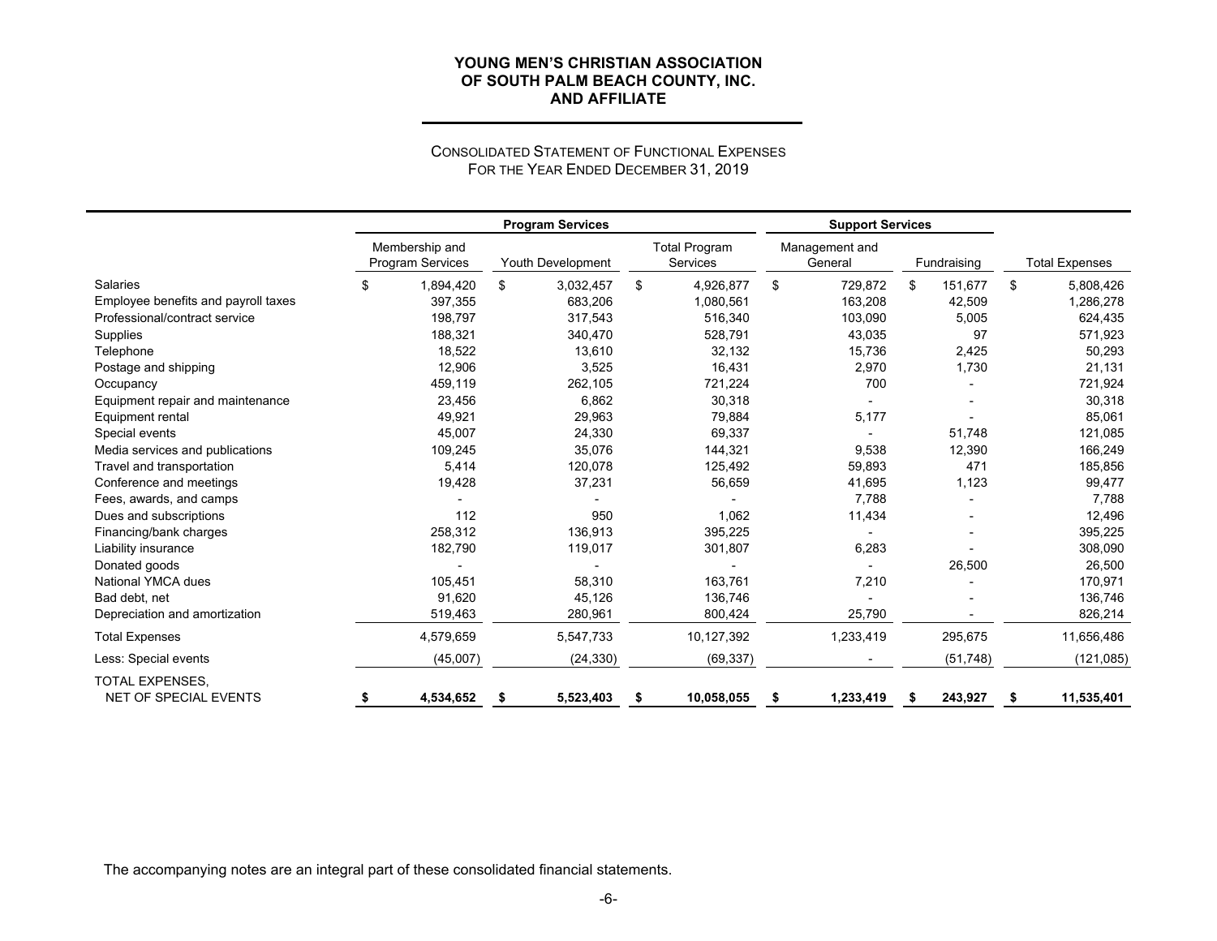# YOUNG MEN'S CHRISTIAN ASSOCIATION OF SOUTH PALM BEACH COUNTY, INC. AND AFFILIATE

## CONSOLIDATED STATEMENT OF FUNCTIONAL EXPENSES
FOR THE YEAR ENDED DECEMBER 31, 2019

| | Program Services | | | Support Services | | |
|---|---|---|---|---|---|---|
| | Membership and Program Services | Youth Development | Total Program Services | Management and General | Fundraising | Total Expenses |
| Salaries | $ 1,894,420 | $ 3,032,457 | $ 4,926,877 | $ 729,872 | $ 151,677 | $ 5,808,426 |
| Employee benefits and payroll taxes | 397,355 | 683,206 | 1,080,561 | 163,208 | 42,509 | 1,286,278 |
| Professional/contract service | 198,797 | 317,543 | 516,340 | 103,090 | 5,005 | 624,435 |
| Supplies | 188,321 | 340,470 | 528,791 | 43,035 | 97 | 571,923 |
| Telephone | 18,522 | 13,610 | 32,132 | 15,736 | 2,425 | 50,293 |
| Postage and shipping | 12,906 | 3,525 | 16,431 | 2,970 | 1,730 | 21,131 |
| Occupancy | 459,119 | 262,105 | 721,224 | 700 | - | 721,924 |
| Equipment repair and maintenance | 23,456 | 6,862 | 30,318 | - | - | 30,318 |
| Equipment rental | 49,921 | 29,963 | 79,884 | 5,177 | - | 85,061 |
| Special events | 45,007 | 24,330 | 69,337 | - | 51,748 | 121,085 |
| Media services and publications | 109,245 | 35,076 | 144,321 | 9,538 | 12,390 | 166,249 |
| Travel and transportation | 5,414 | 120,078 | 125,492 | 59,893 | 471 | 185,856 |
| Conference and meetings | 19,428 | 37,231 | 56,659 | 41,695 | 1,123 | 99,477 |
| Fees, awards, and camps | - | - | - | 7,788 | - | 7,788 |
| Dues and subscriptions | 112 | 950 | 1,062 | 11,434 | - | 12,496 |
| Financing/bank charges | 258,312 | 136,913 | 395,225 | - | - | 395,225 |
| Liability insurance | 182,790 | 119,017 | 301,807 | 6,283 | - | 308,090 |
| Donated goods | - | - | - | - | 26,500 | 26,500 |
| National YMCA dues | 105,451 | 58,310 | 163,761 | 7,210 | - | 170,971 |
| Bad debt, net | 91,620 | 45,126 | 136,746 | - | - | 136,746 |
| Depreciation and amortization | 519,463 | 280,961 | 800,424 | 25,790 | - | 826,214 |
| Total Expenses | 4,579,659 | 5,547,733 | 10,127,392 | 1,233,419 | 295,675 | 11,656,486 |
| Less: Special events | (45,007) | (24,330) | (69,337) | - | (51,748) | (121,085) |
| **TOTAL EXPENSES, NET OF SPECIAL EVENTS** | **$ 4,534,652** | **$ 5,523,403** | **$ 10,058,055** | **$ 1,233,419** | **$ 243,927** | **$ 11,535,401** |

The accompanying notes are an integral part of these consolidated financial statements.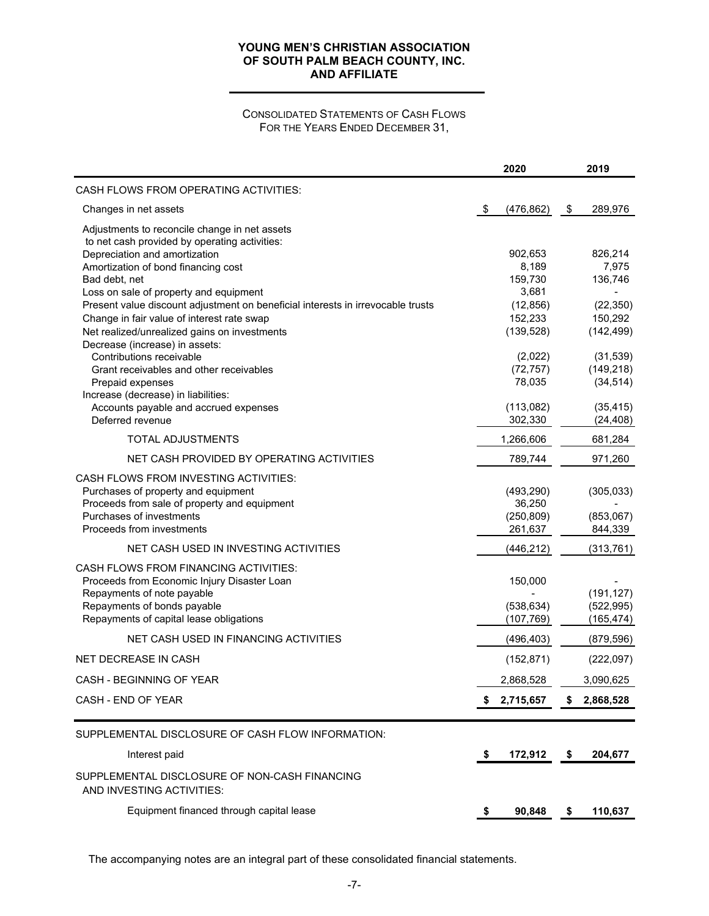**YOUNG MEN'S CHRISTIAN ASSOCIATION OF SOUTH PALM BEACH COUNTY, INC. AND AFFILIATE**

CONSOLIDATED STATEMENTS OF CASH FLOWS
FOR THE YEARS ENDED DECEMBER 31,

| | 2020 | 2019 |
|---|---|---|
| CASH FLOWS FROM OPERATING ACTIVITIES: | | |
| Changes in net assets | $ (476,862) | $ 289,976 |
| Adjustments to reconcile change in net assets to net cash provided by operating activities: | | |
| Depreciation and amortization | 902,653 | 826,214 |
| Amortization of bond financing cost | 8,189 | 7,975 |
| Bad debt, net | 159,730 | 136,746 |
| Loss on sale of property and equipment | 3,681 | - |
| Present value discount adjustment on beneficial interests in irrevocable trusts | (12,856) | (22,350) |
| Change in fair value of interest rate swap | 152,233 | 150,292 |
| Net realized/unrealized gains on investments | (139,528) | (142,499) |
| Decrease (increase) in assets: | | |
| Contributions receivable | (2,022) | (31,539) |
| Grant receivables and other receivables | (72,757) | (149,218) |
| Prepaid expenses | 78,035 | (34,514) |
| Increase (decrease) in liabilities: | | |
| Accounts payable and accrued expenses | (113,082) | (35,415) |
| Deferred revenue | 302,330 | (24,408) |
| TOTAL ADJUSTMENTS | 1,266,606 | 681,284 |
| NET CASH PROVIDED BY OPERATING ACTIVITIES | 789,744 | 971,260 |
| CASH FLOWS FROM INVESTING ACTIVITIES: | | |
| Purchases of property and equipment | (493,290) | (305,033) |
| Proceeds from sale of property and equipment | 36,250 | - |
| Purchases of investments | (250,809) | (853,067) |
| Proceeds from investments | 261,637 | 844,339 |
| NET CASH USED IN INVESTING ACTIVITIES | (446,212) | (313,761) |
| CASH FLOWS FROM FINANCING ACTIVITIES: | | |
| Proceeds from Economic Injury Disaster Loan | 150,000 | - |
| Repayments of note payable | - | (191,127) |
| Repayments of bonds payable | (538,634) | (522,995) |
| Repayments of capital lease obligations | (107,769) | (165,474) |
| NET CASH USED IN FINANCING ACTIVITIES | (496,403) | (879,596) |
| NET DECREASE IN CASH | (152,871) | (222,097) |
| CASH - BEGINNING OF YEAR | 2,868,528 | 3,090,625 |
| CASH - END OF YEAR | $ 2,715,657 | $ 2,868,528 |
| SUPPLEMENTAL DISCLOSURE OF CASH FLOW INFORMATION: | | |
| Interest paid | **$ 172,912** | **$ 204,677** |
| SUPPLEMENTAL DISCLOSURE OF NON-CASH FINANCING AND INVESTING ACTIVITIES: | | |
| Equipment financed through capital lease | **$ 90,848** | **$ 110,637** |

The accompanying notes are an integral part of these consolidated financial statements.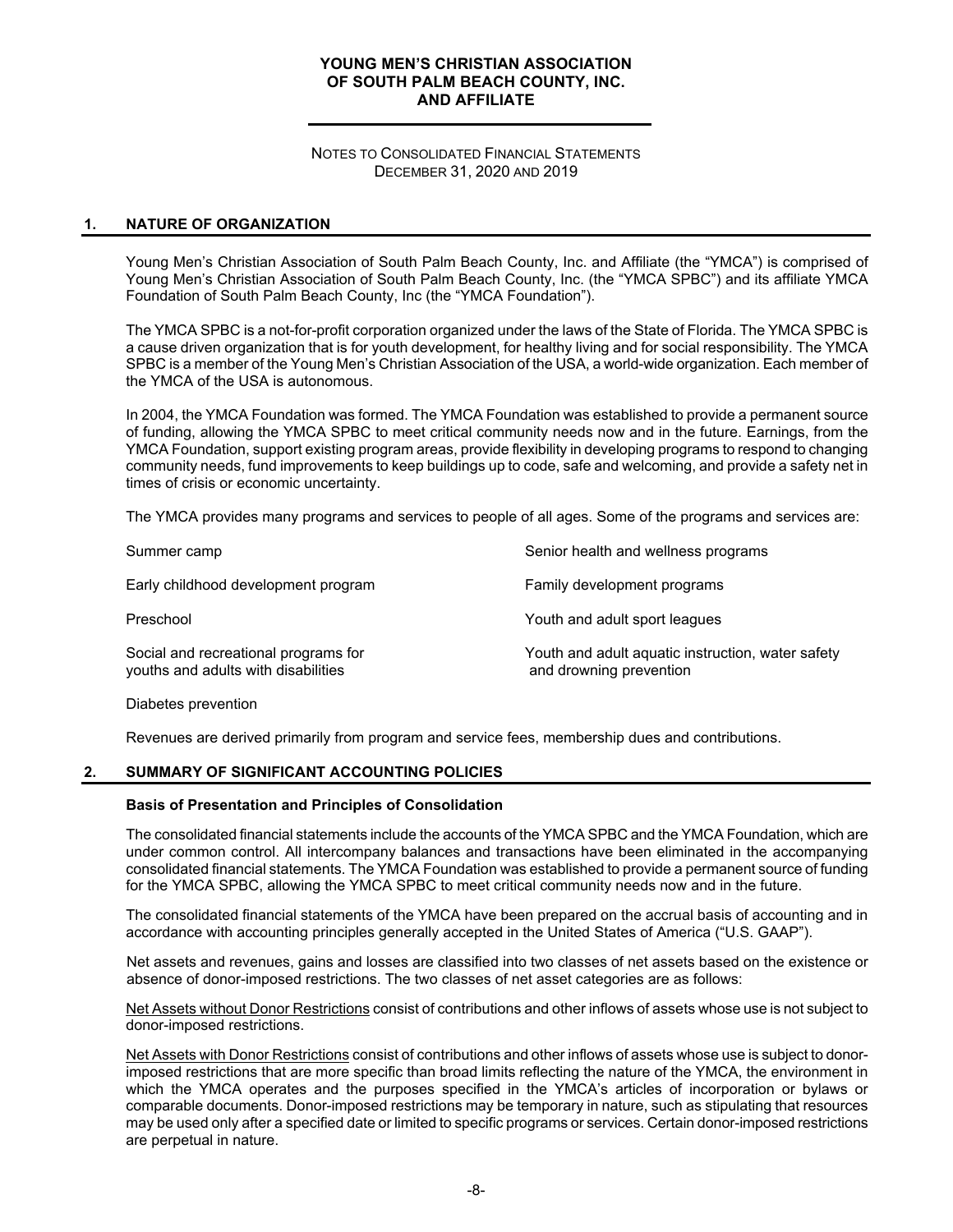# YOUNG MEN'S CHRISTIAN ASSOCIATION OF SOUTH PALM BEACH COUNTY, INC. AND AFFILIATE

NOTES TO CONSOLIDATED FINANCIAL STATEMENTS
DECEMBER 31, 2020 AND 2019

## 1. NATURE OF ORGANIZATION

Young Men's Christian Association of South Palm Beach County, Inc. and Affiliate (the "YMCA") is comprised of Young Men's Christian Association of South Palm Beach County, Inc. (the "YMCA SPBC") and its affiliate YMCA Foundation of South Palm Beach County, Inc (the "YMCA Foundation").

The YMCA SPBC is a not-for-profit corporation organized under the laws of the State of Florida. The YMCA SPBC is a cause driven organization that is for youth development, for healthy living and for social responsibility. The YMCA SPBC is a member of the Young Men's Christian Association of the USA, a world-wide organization. Each member of the YMCA of the USA is autonomous.

In 2004, the YMCA Foundation was formed. The YMCA Foundation was established to provide a permanent source of funding, allowing the YMCA SPBC to meet critical community needs now and in the future. Earnings, from the YMCA Foundation, support existing program areas, provide flexibility in developing programs to respond to changing community needs, fund improvements to keep buildings up to code, safe and welcoming, and provide a safety net in times of crisis or economic uncertainty.

The YMCA provides many programs and services to people of all ages. Some of the programs and services are:

- Summer camp
- Early childhood development program
- Preschool
- Social and recreational programs for youths and adults with disabilities
- Diabetes prevention
- Senior health and wellness programs
- Family development programs
- Youth and adult sport leagues
- Youth and adult aquatic instruction, water safety and drowning prevention

Revenues are derived primarily from program and service fees, membership dues and contributions.

## 2. SUMMARY OF SIGNIFICANT ACCOUNTING POLICIES

### Basis of Presentation and Principles of Consolidation

The consolidated financial statements include the accounts of the YMCA SPBC and the YMCA Foundation, which are under common control. All intercompany balances and transactions have been eliminated in the accompanying consolidated financial statements. The YMCA Foundation was established to provide a permanent source of funding for the YMCA SPBC, allowing the YMCA SPBC to meet critical community needs now and in the future.

The consolidated financial statements of the YMCA have been prepared on the accrual basis of accounting and in accordance with accounting principles generally accepted in the United States of America ("U.S. GAAP").

Net assets and revenues, gains and losses are classified into two classes of net assets based on the existence or absence of donor-imposed restrictions. The two classes of net asset categories are as follows:

Net Assets without Donor Restrictions consist of contributions and other inflows of assets whose use is not subject to donor-imposed restrictions.

Net Assets with Donor Restrictions consist of contributions and other inflows of assets whose use is subject to donor-imposed restrictions that are more specific than broad limits reflecting the nature of the YMCA, the environment in which the YMCA operates and the purposes specified in the YMCA's articles of incorporation or bylaws or comparable documents. Donor-imposed restrictions may be temporary in nature, such as stipulating that resources may be used only after a specified date or limited to specific programs or services. Certain donor-imposed restrictions are perpetual in nature.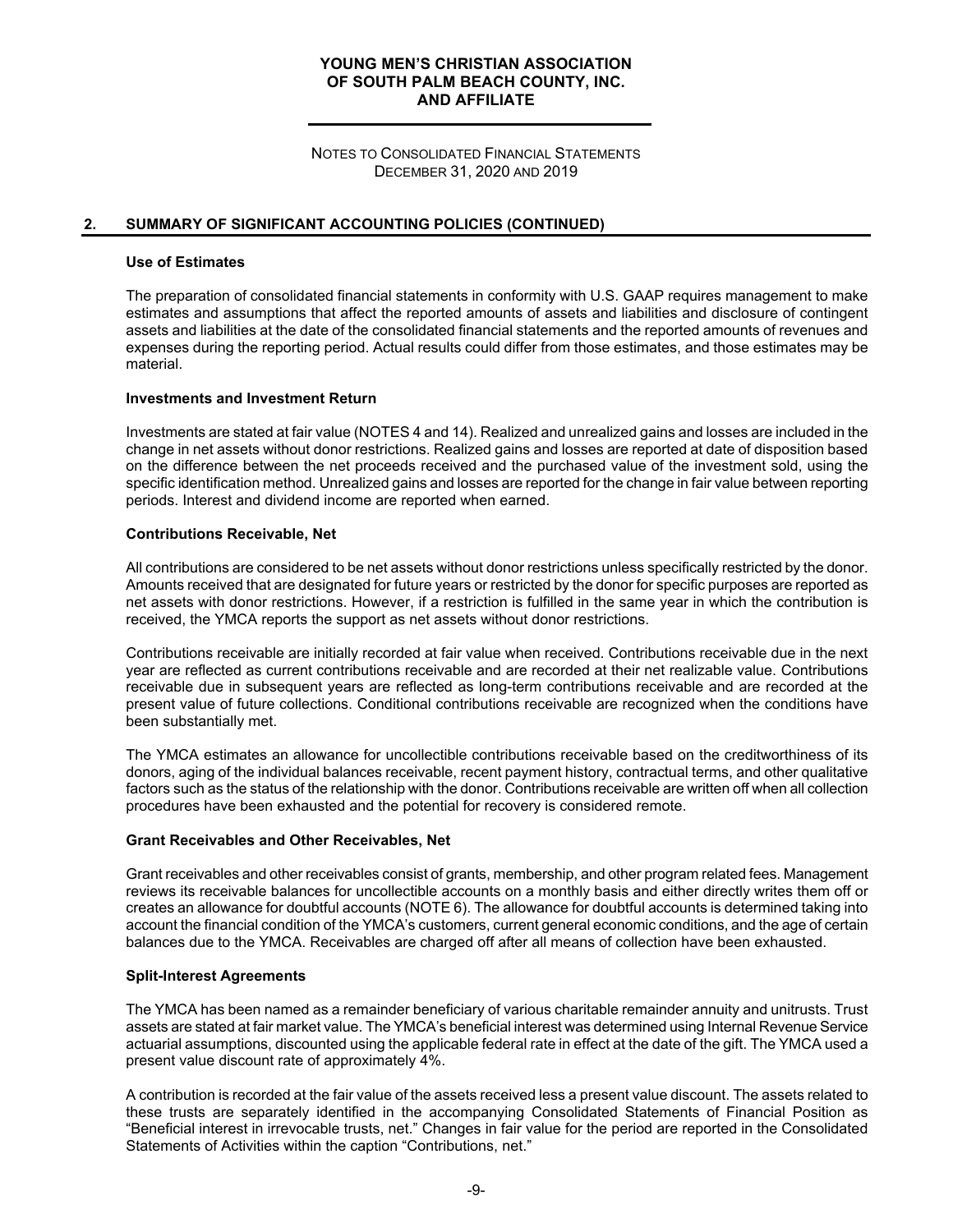## 2. SUMMARY OF SIGNIFICANT ACCOUNTING POLICIES (CONTINUED)

### Use of Estimates

The preparation of consolidated financial statements in conformity with U.S. GAAP requires management to make estimates and assumptions that affect the reported amounts of assets and liabilities and disclosure of contingent assets and liabilities at the date of the consolidated financial statements and the reported amounts of revenues and expenses during the reporting period. Actual results could differ from those estimates, and those estimates may be material.

### Investments and Investment Return

Investments are stated at fair value (NOTES 4 and 14). Realized and unrealized gains and losses are included in the change in net assets without donor restrictions. Realized gains and losses are reported at date of disposition based on the difference between the net proceeds received and the purchased value of the investment sold, using the specific identification method. Unrealized gains and losses are reported for the change in fair value between reporting periods. Interest and dividend income are reported when earned.

### Contributions Receivable, Net

All contributions are considered to be net assets without donor restrictions unless specifically restricted by the donor. Amounts received that are designated for future years or restricted by the donor for specific purposes are reported as net assets with donor restrictions. However, if a restriction is fulfilled in the same year in which the contribution is received, the YMCA reports the support as net assets without donor restrictions.

Contributions receivable are initially recorded at fair value when received. Contributions receivable due in the next year are reflected as current contributions receivable and are recorded at their net realizable value. Contributions receivable due in subsequent years are reflected as long-term contributions receivable and are recorded at the present value of future collections. Conditional contributions receivable are recognized when the conditions have been substantially met.

The YMCA estimates an allowance for uncollectible contributions receivable based on the creditworthiness of its donors, aging of the individual balances receivable, recent payment history, contractual terms, and other qualitative factors such as the status of the relationship with the donor. Contributions receivable are written off when all collection procedures have been exhausted and the potential for recovery is considered remote.

### Grant Receivables and Other Receivables, Net

Grant receivables and other receivables consist of grants, membership, and other program related fees. Management reviews its receivable balances for uncollectible accounts on a monthly basis and either directly writes them off or creates an allowance for doubtful accounts (NOTE 6). The allowance for doubtful accounts is determined taking into account the financial condition of the YMCA's customers, current general economic conditions, and the age of certain balances due to the YMCA. Receivables are charged off after all means of collection have been exhausted.

### Split-Interest Agreements

The YMCA has been named as a remainder beneficiary of various charitable remainder annuity and unitrusts. Trust assets are stated at fair market value. The YMCA's beneficial interest was determined using Internal Revenue Service actuarial assumptions, discounted using the applicable federal rate in effect at the date of the gift. The YMCA used a present value discount rate of approximately 4%.

A contribution is recorded at the fair value of the assets received less a present value discount. The assets related to these trusts are separately identified in the accompanying Consolidated Statements of Financial Position as "Beneficial interest in irrevocable trusts, net." Changes in fair value for the period are reported in the Consolidated Statements of Activities within the caption "Contributions, net."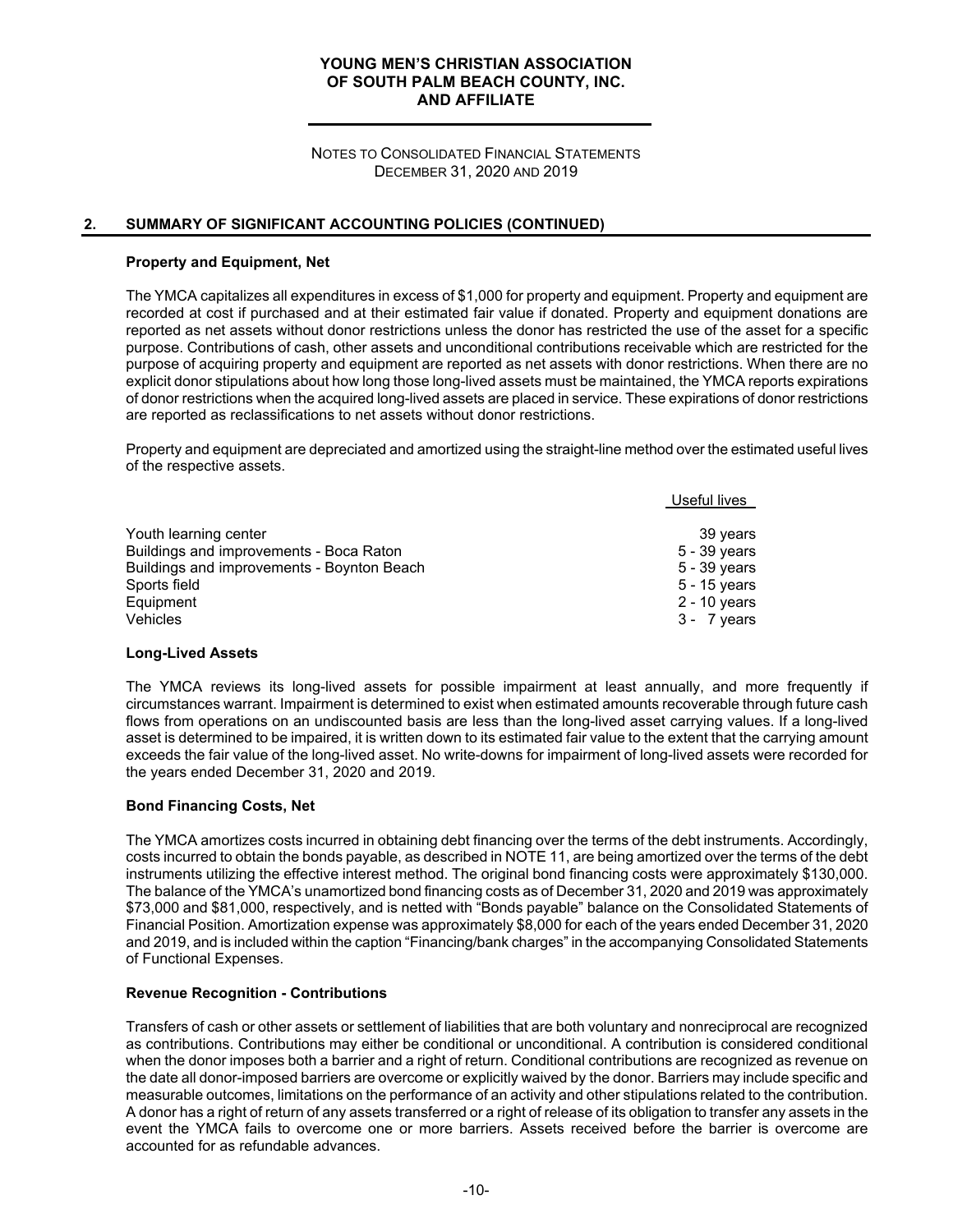## 2. SUMMARY OF SIGNIFICANT ACCOUNTING POLICIES (CONTINUED)

### Property and Equipment, Net

The YMCA capitalizes all expenditures in excess of $1,000 for property and equipment. Property and equipment are recorded at cost if purchased and at their estimated fair value if donated. Property and equipment donations are reported as net assets without donor restrictions unless the donor has restricted the use of the asset for a specific purpose. Contributions of cash, other assets and unconditional contributions receivable which are restricted for the purpose of acquiring property and equipment are reported as net assets with donor restrictions. When there are no explicit donor stipulations about how long those long-lived assets must be maintained, the YMCA reports expirations of donor restrictions when the acquired long-lived assets are placed in service. These expirations of donor restrictions are reported as reclassifications to net assets without donor restrictions.

Property and equipment are depreciated and amortized using the straight-line method over the estimated useful lives of the respective assets.

| | Useful lives |
|---|---|
| Youth learning center | 39 years |
| Buildings and improvements - Boca Raton | 5 - 39 years |
| Buildings and improvements - Boynton Beach | 5 - 39 years |
| Sports field | 5 - 15 years |
| Equipment | 2 - 10 years |
| Vehicles | 3 - 7 years |

### Long-Lived Assets

The YMCA reviews its long-lived assets for possible impairment at least annually, and more frequently if circumstances warrant. Impairment is determined to exist when estimated amounts recoverable through future cash flows from operations on an undiscounted basis are less than the long-lived asset carrying values. If a long-lived asset is determined to be impaired, it is written down to its estimated fair value to the extent that the carrying amount exceeds the fair value of the long-lived asset. No write-downs for impairment of long-lived assets were recorded for the years ended December 31, 2020 and 2019.

### Bond Financing Costs, Net

The YMCA amortizes costs incurred in obtaining debt financing over the terms of the debt instruments. Accordingly, costs incurred to obtain the bonds payable, as described in NOTE 11, are being amortized over the terms of the debt instruments utilizing the effective interest method. The original bond financing costs were approximately $130,000. The balance of the YMCA's unamortized bond financing costs as of December 31, 2020 and 2019 was approximately $73,000 and $81,000, respectively, and is netted with "Bonds payable" balance on the Consolidated Statements of Financial Position. Amortization expense was approximately $8,000 for each of the years ended December 31, 2020 and 2019, and is included within the caption "Financing/bank charges" in the accompanying Consolidated Statements of Functional Expenses.

### Revenue Recognition - Contributions

Transfers of cash or other assets or settlement of liabilities that are both voluntary and nonreciprocal are recognized as contributions. Contributions may either be conditional or unconditional. A contribution is considered conditional when the donor imposes both a barrier and a right of return. Conditional contributions are recognized as revenue on the date all donor-imposed barriers are overcome or explicitly waived by the donor. Barriers may include specific and measurable outcomes, limitations on the performance of an activity and other stipulations related to the contribution. A donor has a right of return of any assets transferred or a right of release of its obligation to transfer any assets in the event the YMCA fails to overcome one or more barriers. Assets received before the barrier is overcome are accounted for as refundable advances.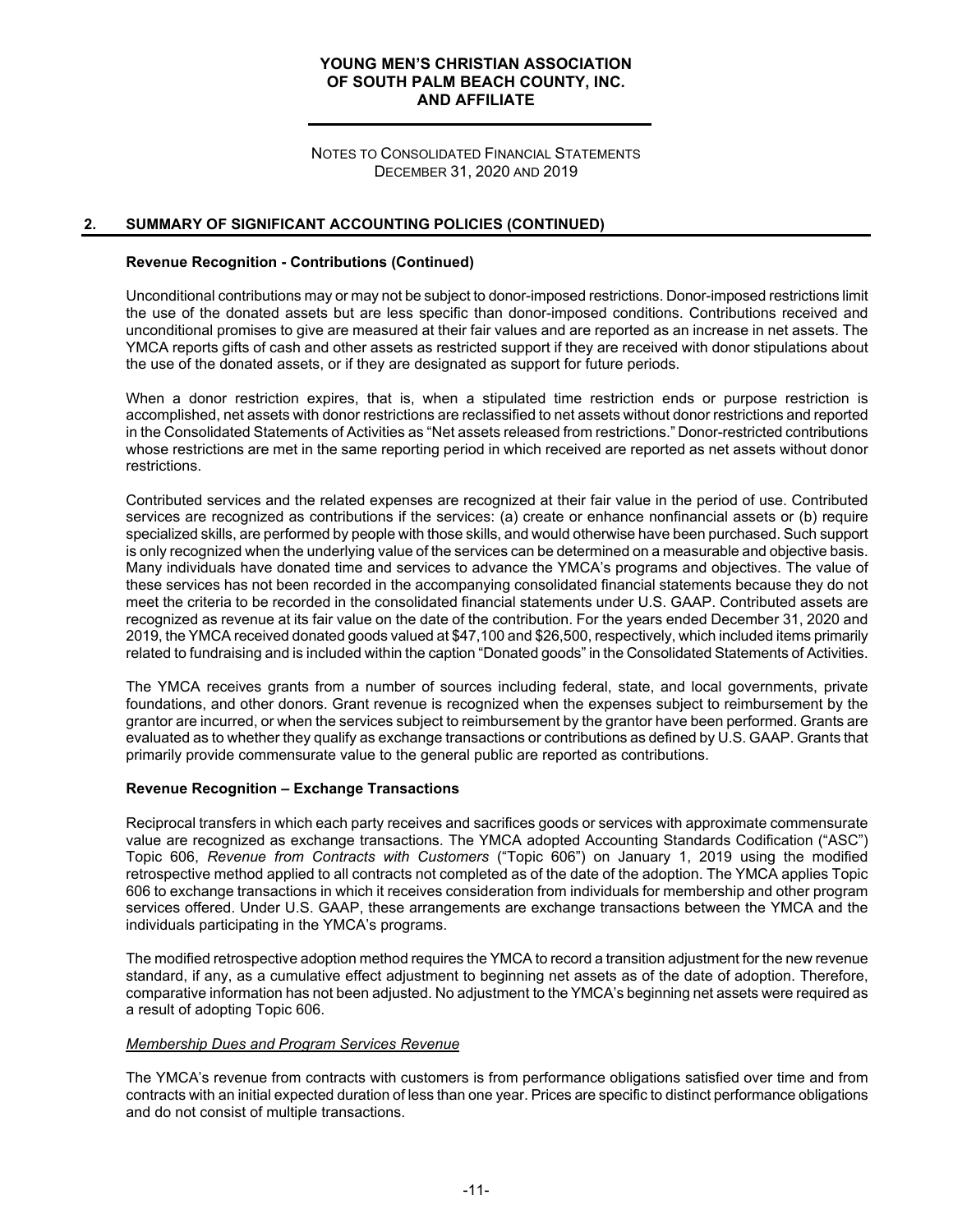## 2. SUMMARY OF SIGNIFICANT ACCOUNTING POLICIES (CONTINUED)

### Revenue Recognition - Contributions (Continued)

Unconditional contributions may or may not be subject to donor-imposed restrictions. Donor-imposed restrictions limit the use of the donated assets but are less specific than donor-imposed conditions. Contributions received and unconditional promises to give are measured at their fair values and are reported as an increase in net assets. The YMCA reports gifts of cash and other assets as restricted support if they are received with donor stipulations about the use of the donated assets, or if they are designated as support for future periods.

When a donor restriction expires, that is, when a stipulated time restriction ends or purpose restriction is accomplished, net assets with donor restrictions are reclassified to net assets without donor restrictions and reported in the Consolidated Statements of Activities as "Net assets released from restrictions." Donor-restricted contributions whose restrictions are met in the same reporting period in which received are reported as net assets without donor restrictions.

Contributed services and the related expenses are recognized at their fair value in the period of use. Contributed services are recognized as contributions if the services: (a) create or enhance nonfinancial assets or (b) require specialized skills, are performed by people with those skills, and would otherwise have been purchased. Such support is only recognized when the underlying value of the services can be determined on a measurable and objective basis. Many individuals have donated time and services to advance the YMCA's programs and objectives. The value of these services has not been recorded in the accompanying consolidated financial statements because they do not meet the criteria to be recorded in the consolidated financial statements under U.S. GAAP. Contributed assets are recognized as revenue at its fair value on the date of the contribution. For the years ended December 31, 2020 and 2019, the YMCA received donated goods valued at $47,100 and $26,500, respectively, which included items primarily related to fundraising and is included within the caption "Donated goods" in the Consolidated Statements of Activities.

The YMCA receives grants from a number of sources including federal, state, and local governments, private foundations, and other donors. Grant revenue is recognized when the expenses subject to reimbursement by the grantor are incurred, or when the services subject to reimbursement by the grantor have been performed. Grants are evaluated as to whether they qualify as exchange transactions or contributions as defined by U.S. GAAP. Grants that primarily provide commensurate value to the general public are reported as contributions.

### Revenue Recognition – Exchange Transactions

Reciprocal transfers in which each party receives and sacrifices goods or services with approximate commensurate value are recognized as exchange transactions. The YMCA adopted Accounting Standards Codification ("ASC") Topic 606, *Revenue from Contracts with Customers* ("Topic 606") on January 1, 2019 using the modified retrospective method applied to all contracts not completed as of the date of the adoption. The YMCA applies Topic 606 to exchange transactions in which it receives consideration from individuals for membership and other program services offered. Under U.S. GAAP, these arrangements are exchange transactions between the YMCA and the individuals participating in the YMCA's programs.

The modified retrospective adoption method requires the YMCA to record a transition adjustment for the new revenue standard, if any, as a cumulative effect adjustment to beginning net assets as of the date of adoption. Therefore, comparative information has not been adjusted. No adjustment to the YMCA's beginning net assets were required as a result of adopting Topic 606.

*Membership Dues and Program Services Revenue*

The YMCA's revenue from contracts with customers is from performance obligations satisfied over time and from contracts with an initial expected duration of less than one year. Prices are specific to distinct performance obligations and do not consist of multiple transactions.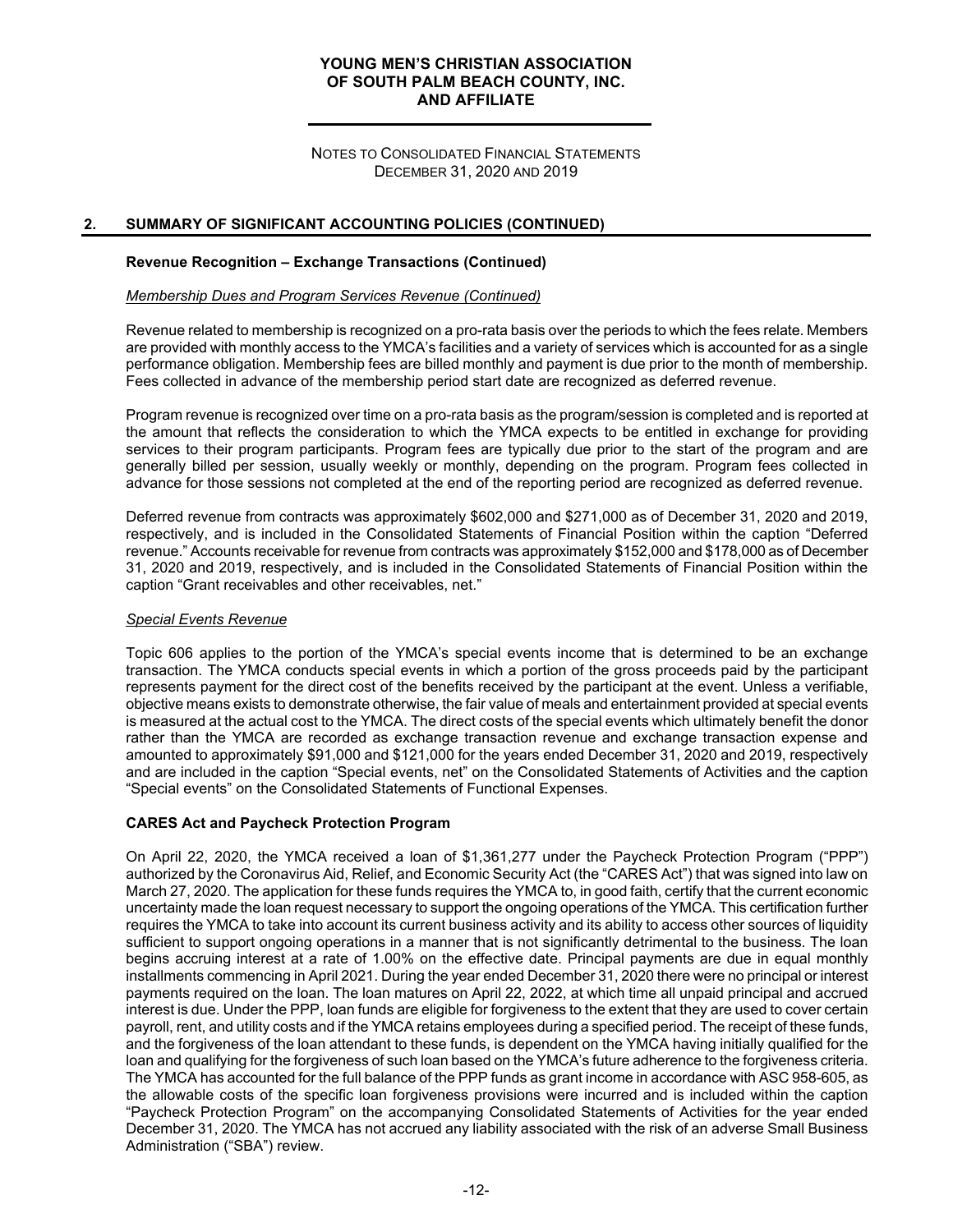## 2. SUMMARY OF SIGNIFICANT ACCOUNTING POLICIES (CONTINUED)

### Revenue Recognition – Exchange Transactions (Continued)

*Membership Dues and Program Services Revenue (Continued)*

Revenue related to membership is recognized on a pro-rata basis over the periods to which the fees relate. Members are provided with monthly access to the YMCA's facilities and a variety of services which is accounted for as a single performance obligation. Membership fees are billed monthly and payment is due prior to the month of membership. Fees collected in advance of the membership period start date are recognized as deferred revenue.

Program revenue is recognized over time on a pro-rata basis as the program/session is completed and is reported at the amount that reflects the consideration to which the YMCA expects to be entitled in exchange for providing services to their program participants. Program fees are typically due prior to the start of the program and are generally billed per session, usually weekly or monthly, depending on the program. Program fees collected in advance for those sessions not completed at the end of the reporting period are recognized as deferred revenue.

Deferred revenue from contracts was approximately \$602,000 and \$271,000 as of December 31, 2020 and 2019, respectively, and is included in the Consolidated Statements of Financial Position within the caption "Deferred revenue." Accounts receivable for revenue from contracts was approximately \$152,000 and \$178,000 as of December 31, 2020 and 2019, respectively, and is included in the Consolidated Statements of Financial Position within the caption "Grant receivables and other receivables, net."

*Special Events Revenue*

Topic 606 applies to the portion of the YMCA's special events income that is determined to be an exchange transaction. The YMCA conducts special events in which a portion of the gross proceeds paid by the participant represents payment for the direct cost of the benefits received by the participant at the event. Unless a verifiable, objective means exists to demonstrate otherwise, the fair value of meals and entertainment provided at special events is measured at the actual cost to the YMCA. The direct costs of the special events which ultimately benefit the donor rather than the YMCA are recorded as exchange transaction revenue and exchange transaction expense and amounted to approximately \$91,000 and \$121,000 for the years ended December 31, 2020 and 2019, respectively and are included in the caption "Special events, net" on the Consolidated Statements of Activities and the caption "Special events" on the Consolidated Statements of Functional Expenses.

### CARES Act and Paycheck Protection Program

On April 22, 2020, the YMCA received a loan of \$1,361,277 under the Paycheck Protection Program ("PPP") authorized by the Coronavirus Aid, Relief, and Economic Security Act (the "CARES Act") that was signed into law on March 27, 2020. The application for these funds requires the YMCA to, in good faith, certify that the current economic uncertainty made the loan request necessary to support the ongoing operations of the YMCA. This certification further requires the YMCA to take into account its current business activity and its ability to access other sources of liquidity sufficient to support ongoing operations in a manner that is not significantly detrimental to the business. The loan begins accruing interest at a rate of 1.00% on the effective date. Principal payments are due in equal monthly installments commencing in April 2021. During the year ended December 31, 2020 there were no principal or interest payments required on the loan. The loan matures on April 22, 2022, at which time all unpaid principal and accrued interest is due. Under the PPP, loan funds are eligible for forgiveness to the extent that they are used to cover certain payroll, rent, and utility costs and if the YMCA retains employees during a specified period. The receipt of these funds, and the forgiveness of the loan attendant to these funds, is dependent on the YMCA having initially qualified for the loan and qualifying for the forgiveness of such loan based on the YMCA's future adherence to the forgiveness criteria. The YMCA has accounted for the full balance of the PPP funds as grant income in accordance with ASC 958-605, as the allowable costs of the specific loan forgiveness provisions were incurred and is included within the caption "Paycheck Protection Program" on the accompanying Consolidated Statements of Activities for the year ended December 31, 2020. The YMCA has not accrued any liability associated with the risk of an adverse Small Business Administration ("SBA") review.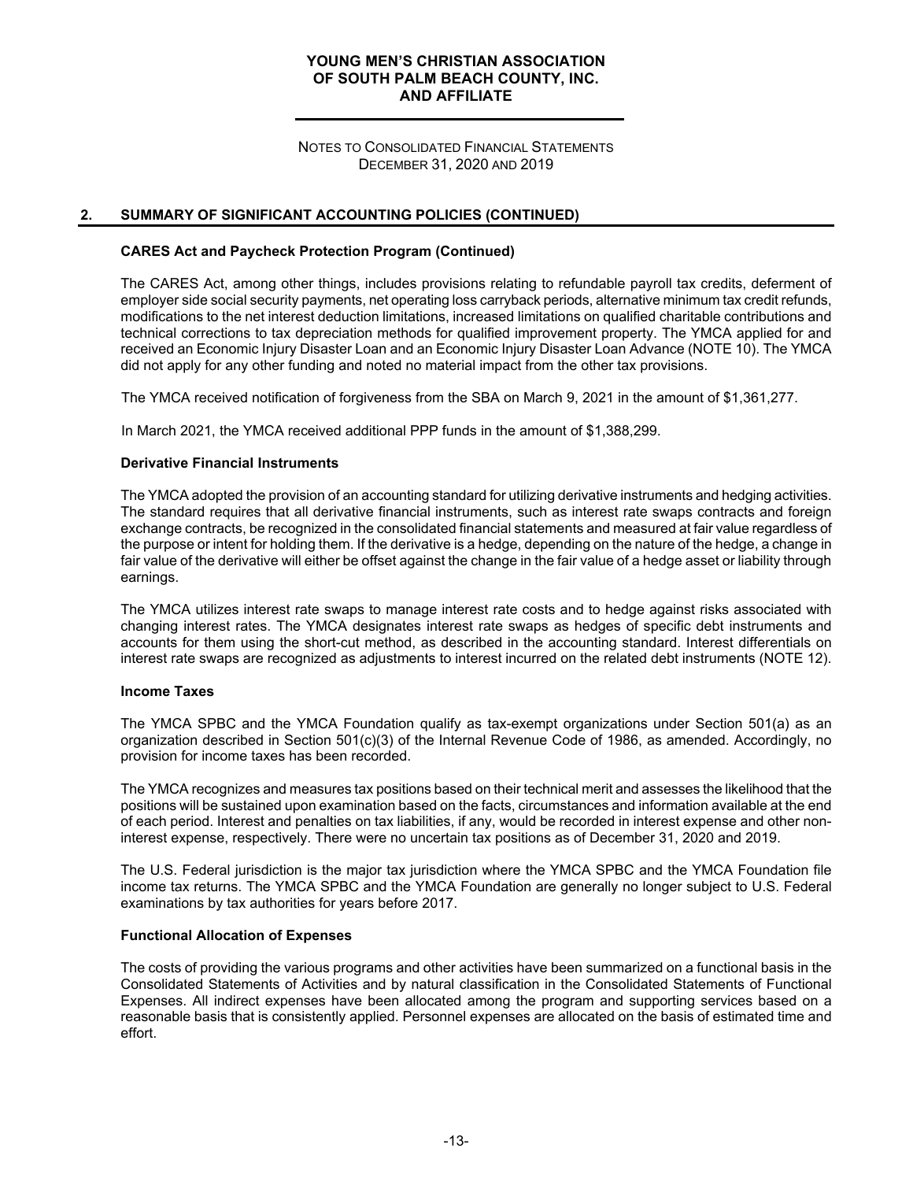## 2. SUMMARY OF SIGNIFICANT ACCOUNTING POLICIES (CONTINUED)

### CARES Act and Paycheck Protection Program (Continued)

The CARES Act, among other things, includes provisions relating to refundable payroll tax credits, deferment of employer side social security payments, net operating loss carryback periods, alternative minimum tax credit refunds, modifications to the net interest deduction limitations, increased limitations on qualified charitable contributions and technical corrections to tax depreciation methods for qualified improvement property. The YMCA applied for and received an Economic Injury Disaster Loan and an Economic Injury Disaster Loan Advance (NOTE 10). The YMCA did not apply for any other funding and noted no material impact from the other tax provisions.

The YMCA received notification of forgiveness from the SBA on March 9, 2021 in the amount of $1,361,277.

In March 2021, the YMCA received additional PPP funds in the amount of $1,388,299.

### Derivative Financial Instruments

The YMCA adopted the provision of an accounting standard for utilizing derivative instruments and hedging activities. The standard requires that all derivative financial instruments, such as interest rate swaps contracts and foreign exchange contracts, be recognized in the consolidated financial statements and measured at fair value regardless of the purpose or intent for holding them. If the derivative is a hedge, depending on the nature of the hedge, a change in fair value of the derivative will either be offset against the change in the fair value of a hedge asset or liability through earnings.

The YMCA utilizes interest rate swaps to manage interest rate costs and to hedge against risks associated with changing interest rates. The YMCA designates interest rate swaps as hedges of specific debt instruments and accounts for them using the short-cut method, as described in the accounting standard. Interest differentials on interest rate swaps are recognized as adjustments to interest incurred on the related debt instruments (NOTE 12).

### Income Taxes

The YMCA SPBC and the YMCA Foundation qualify as tax-exempt organizations under Section 501(a) as an organization described in Section 501(c)(3) of the Internal Revenue Code of 1986, as amended. Accordingly, no provision for income taxes has been recorded.

The YMCA recognizes and measures tax positions based on their technical merit and assesses the likelihood that the positions will be sustained upon examination based on the facts, circumstances and information available at the end of each period. Interest and penalties on tax liabilities, if any, would be recorded in interest expense and other non-interest expense, respectively. There were no uncertain tax positions as of December 31, 2020 and 2019.

The U.S. Federal jurisdiction is the major tax jurisdiction where the YMCA SPBC and the YMCA Foundation file income tax returns. The YMCA SPBC and the YMCA Foundation are generally no longer subject to U.S. Federal examinations by tax authorities for years before 2017.

### Functional Allocation of Expenses

The costs of providing the various programs and other activities have been summarized on a functional basis in the Consolidated Statements of Activities and by natural classification in the Consolidated Statements of Functional Expenses. All indirect expenses have been allocated among the program and supporting services based on a reasonable basis that is consistently applied. Personnel expenses are allocated on the basis of estimated time and effort.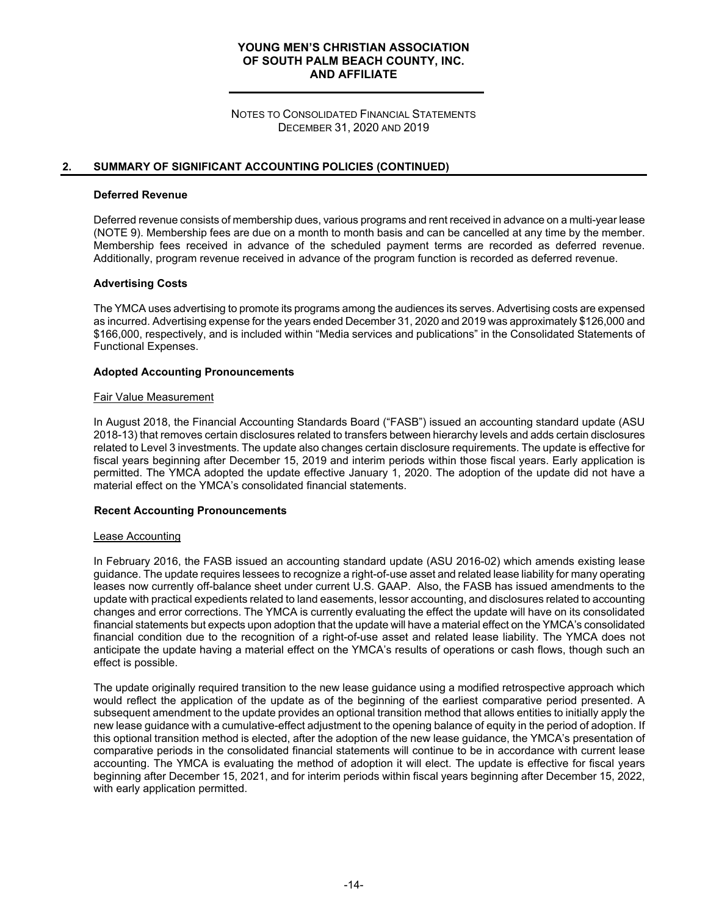## 2. SUMMARY OF SIGNIFICANT ACCOUNTING POLICIES (CONTINUED)

### Deferred Revenue

Deferred revenue consists of membership dues, various programs and rent received in advance on a multi-year lease (NOTE 9). Membership fees are due on a month to month basis and can be cancelled at any time by the member. Membership fees received in advance of the scheduled payment terms are recorded as deferred revenue. Additionally, program revenue received in advance of the program function is recorded as deferred revenue.

### Advertising Costs

The YMCA uses advertising to promote its programs among the audiences its serves. Advertising costs are expensed as incurred. Advertising expense for the years ended December 31, 2020 and 2019 was approximately $126,000 and $166,000, respectively, and is included within "Media services and publications" in the Consolidated Statements of Functional Expenses.

### Adopted Accounting Pronouncements

Fair Value Measurement

In August 2018, the Financial Accounting Standards Board ("FASB") issued an accounting standard update (ASU 2018-13) that removes certain disclosures related to transfers between hierarchy levels and adds certain disclosures related to Level 3 investments. The update also changes certain disclosure requirements. The update is effective for fiscal years beginning after December 15, 2019 and interim periods within those fiscal years. Early application is permitted. The YMCA adopted the update effective January 1, 2020. The adoption of the update did not have a material effect on the YMCA's consolidated financial statements.

### Recent Accounting Pronouncements

Lease Accounting

In February 2016, the FASB issued an accounting standard update (ASU 2016-02) which amends existing lease guidance. The update requires lessees to recognize a right-of-use asset and related lease liability for many operating leases now currently off-balance sheet under current U.S. GAAP. Also, the FASB has issued amendments to the update with practical expedients related to land easements, lessor accounting, and disclosures related to accounting changes and error corrections. The YMCA is currently evaluating the effect the update will have on its consolidated financial statements but expects upon adoption that the update will have a material effect on the YMCA's consolidated financial condition due to the recognition of a right-of-use asset and related lease liability. The YMCA does not anticipate the update having a material effect on the YMCA's results of operations or cash flows, though such an effect is possible.

The update originally required transition to the new lease guidance using a modified retrospective approach which would reflect the application of the update as of the beginning of the earliest comparative period presented. A subsequent amendment to the update provides an optional transition method that allows entities to initially apply the new lease guidance with a cumulative-effect adjustment to the opening balance of equity in the period of adoption. If this optional transition method is elected, after the adoption of the new lease guidance, the YMCA's presentation of comparative periods in the consolidated financial statements will continue to be in accordance with current lease accounting. The YMCA is evaluating the method of adoption it will elect. The update is effective for fiscal years beginning after December 15, 2021, and for interim periods within fiscal years beginning after December 15, 2022, with early application permitted.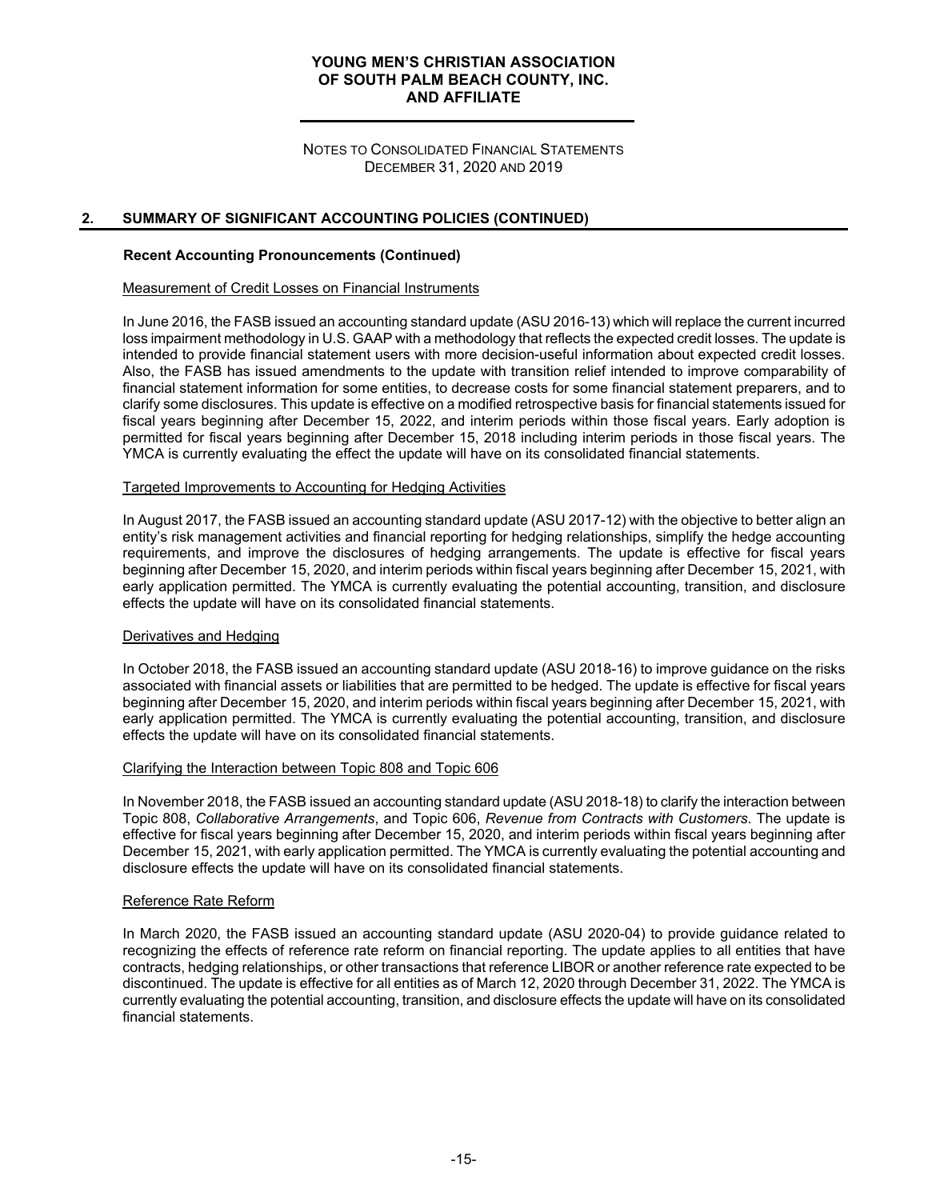## 2. SUMMARY OF SIGNIFICANT ACCOUNTING POLICIES (CONTINUED)

### Recent Accounting Pronouncements (Continued)

Measurement of Credit Losses on Financial Instruments

In June 2016, the FASB issued an accounting standard update (ASU 2016-13) which will replace the current incurred loss impairment methodology in U.S. GAAP with a methodology that reflects the expected credit losses. The update is intended to provide financial statement users with more decision-useful information about expected credit losses. Also, the FASB has issued amendments to the update with transition relief intended to improve comparability of financial statement information for some entities, to decrease costs for some financial statement preparers, and to clarify some disclosures. This update is effective on a modified retrospective basis for financial statements issued for fiscal years beginning after December 15, 2022, and interim periods within those fiscal years. Early adoption is permitted for fiscal years beginning after December 15, 2018 including interim periods in those fiscal years. The YMCA is currently evaluating the effect the update will have on its consolidated financial statements.

Targeted Improvements to Accounting for Hedging Activities

In August 2017, the FASB issued an accounting standard update (ASU 2017-12) with the objective to better align an entity's risk management activities and financial reporting for hedging relationships, simplify the hedge accounting requirements, and improve the disclosures of hedging arrangements. The update is effective for fiscal years beginning after December 15, 2020, and interim periods within fiscal years beginning after December 15, 2021, with early application permitted. The YMCA is currently evaluating the potential accounting, transition, and disclosure effects the update will have on its consolidated financial statements.

Derivatives and Hedging

In October 2018, the FASB issued an accounting standard update (ASU 2018-16) to improve guidance on the risks associated with financial assets or liabilities that are permitted to be hedged. The update is effective for fiscal years beginning after December 15, 2020, and interim periods within fiscal years beginning after December 15, 2021, with early application permitted. The YMCA is currently evaluating the potential accounting, transition, and disclosure effects the update will have on its consolidated financial statements.

Clarifying the Interaction between Topic 808 and Topic 606

In November 2018, the FASB issued an accounting standard update (ASU 2018-18) to clarify the interaction between Topic 808, *Collaborative Arrangements*, and Topic 606, *Revenue from Contracts with Customers*. The update is effective for fiscal years beginning after December 15, 2020, and interim periods within fiscal years beginning after December 15, 2021, with early application permitted. The YMCA is currently evaluating the potential accounting and disclosure effects the update will have on its consolidated financial statements.

Reference Rate Reform

In March 2020, the FASB issued an accounting standard update (ASU 2020-04) to provide guidance related to recognizing the effects of reference rate reform on financial reporting. The update applies to all entities that have contracts, hedging relationships, or other transactions that reference LIBOR or another reference rate expected to be discontinued. The update is effective for all entities as of March 12, 2020 through December 31, 2022. The YMCA is currently evaluating the potential accounting, transition, and disclosure effects the update will have on its consolidated financial statements.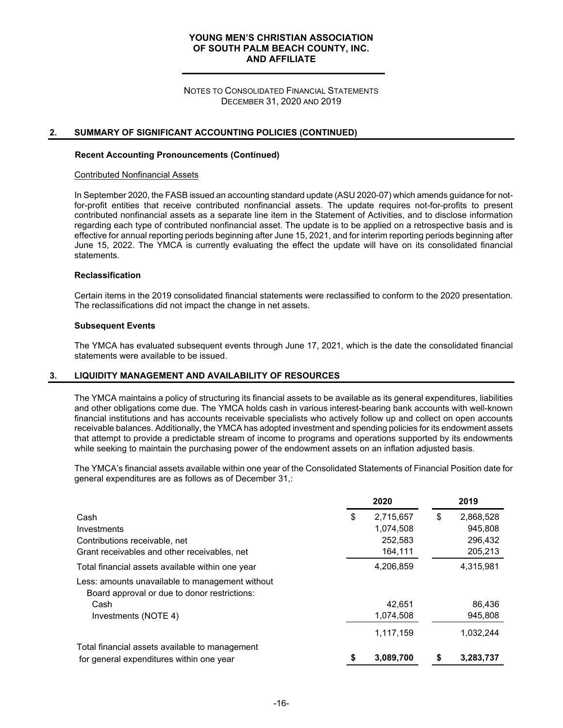## 2. SUMMARY OF SIGNIFICANT ACCOUNTING POLICIES (CONTINUED)

### Recent Accounting Pronouncements (Continued)

Contributed Nonfinancial Assets

In September 2020, the FASB issued an accounting standard update (ASU 2020-07) which amends guidance for not-for-profit entities that receive contributed nonfinancial assets. The update requires not-for-profits to present contributed nonfinancial assets as a separate line item in the Statement of Activities, and to disclose information regarding each type of contributed nonfinancial asset. The update is to be applied on a retrospective basis and is effective for annual reporting periods beginning after June 15, 2021, and for interim reporting periods beginning after June 15, 2022. The YMCA is currently evaluating the effect the update will have on its consolidated financial statements.

### Reclassification

Certain items in the 2019 consolidated financial statements were reclassified to conform to the 2020 presentation. The reclassifications did not impact the change in net assets.

### Subsequent Events

The YMCA has evaluated subsequent events through June 17, 2021, which is the date the consolidated financial statements were available to be issued.

## 3. LIQUIDITY MANAGEMENT AND AVAILABILITY OF RESOURCES

The YMCA maintains a policy of structuring its financial assets to be available as its general expenditures, liabilities and other obligations come due. The YMCA holds cash in various interest-bearing bank accounts with well-known financial institutions and has accounts receivable specialists who actively follow up and collect on open accounts receivable balances. Additionally, the YMCA has adopted investment and spending policies for its endowment assets that attempt to provide a predictable stream of income to programs and operations supported by its endowments while seeking to maintain the purchasing power of the endowment assets on an inflation adjusted basis.

The YMCA's financial assets available within one year of the Consolidated Statements of Financial Position date for general expenditures are as follows as of December 31,:

| | 2020 | 2019 |
|---|---|---|
| Cash | $ 2,715,657 | $ 2,868,528 |
| Investments | 1,074,508 | 945,808 |
| Contributions receivable, net | 252,583 | 296,432 |
| Grant receivables and other receivables, net | 164,111 | 205,213 |
| Total financial assets available within one year | 4,206,859 | 4,315,981 |
| Less: amounts unavailable to management without Board approval or due to donor restrictions: | | |
| Cash | 42,651 | 86,436 |
| Investments (NOTE 4) | 1,074,508 | 945,808 |
| | 1,117,159 | 1,032,244 |
| Total financial assets available to management for general expenditures within one year | **$ 3,089,700** | **$ 3,283,737** |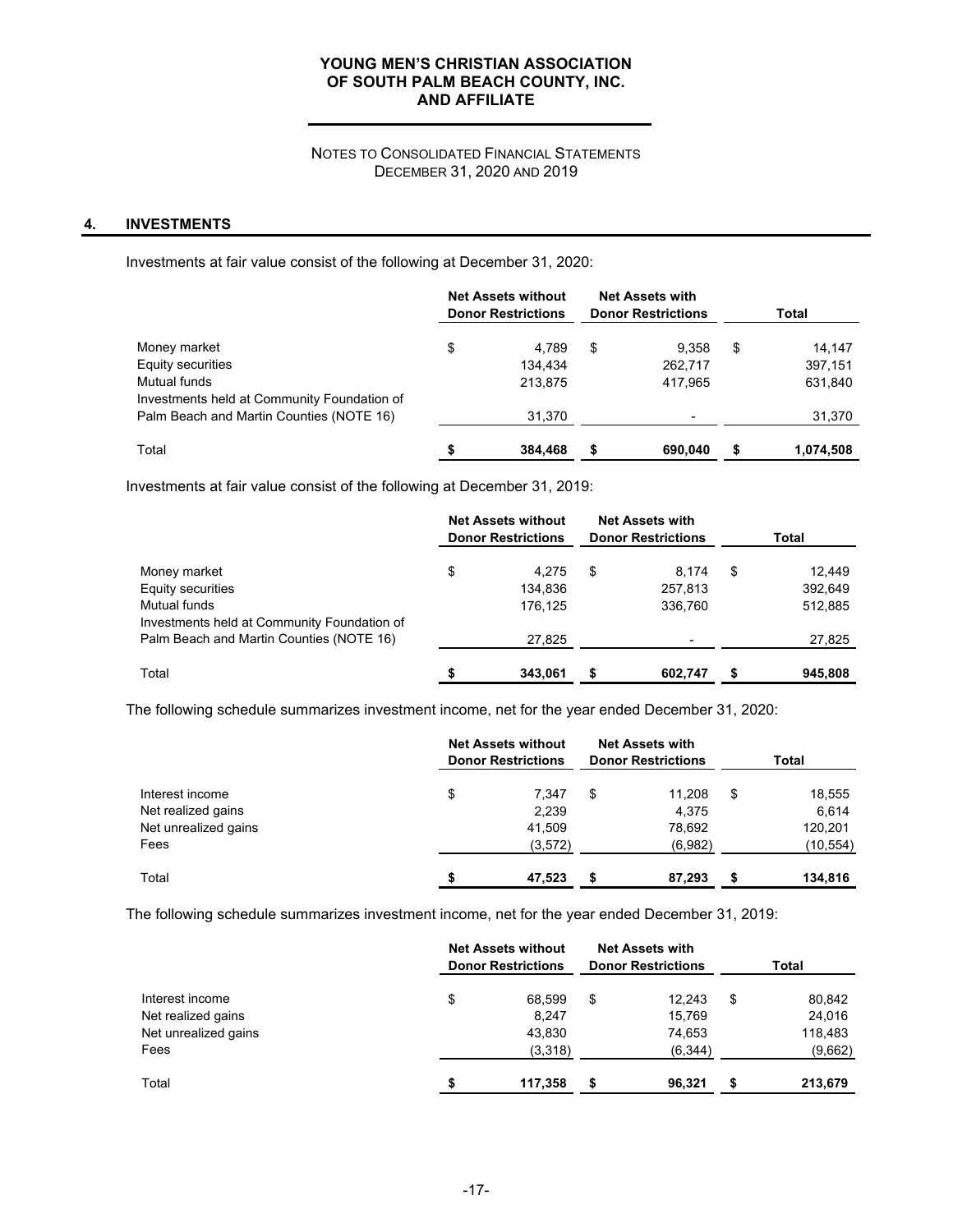## 4. INVESTMENTS

Investments at fair value consist of the following at December 31, 2020:

| | Net Assets without Donor Restrictions | Net Assets with Donor Restrictions | Total |
|---|---|---|---|
| Money market | $ 4,789 | $ 9,358 | $ 14,147 |
| Equity securities | 134,434 | 262,717 | 397,151 |
| Mutual funds | 213,875 | 417,965 | 631,840 |
| Investments held at Community Foundation of Palm Beach and Martin Counties (NOTE 16) | 31,370 | - | 31,370 |
| Total | **$ 384,468** | **$ 690,040** | **$ 1,074,508** |

Investments at fair value consist of the following at December 31, 2019:

| | Net Assets without Donor Restrictions | Net Assets with Donor Restrictions | Total |
|---|---|---|---|
| Money market | $ 4,275 | $ 8,174 | $ 12,449 |
| Equity securities | 134,836 | 257,813 | 392,649 |
| Mutual funds | 176,125 | 336,760 | 512,885 |
| Investments held at Community Foundation of Palm Beach and Martin Counties (NOTE 16) | 27,825 | - | 27,825 |
| Total | **$ 343,061** | **$ 602,747** | **$ 945,808** |

The following schedule summarizes investment income, net for the year ended December 31, 2020:

| | Net Assets without Donor Restrictions | Net Assets with Donor Restrictions | Total |
|---|---|---|---|
| Interest income | $ 7,347 | $ 11,208 | $ 18,555 |
| Net realized gains | 2,239 | 4,375 | 6,614 |
| Net unrealized gains | 41,509 | 78,692 | 120,201 |
| Fees | (3,572) | (6,982) | (10,554) |
| Total | **$ 47,523** | **$ 87,293** | **$ 134,816** |

The following schedule summarizes investment income, net for the year ended December 31, 2019:

| | Net Assets without Donor Restrictions | Net Assets with Donor Restrictions | Total |
|---|---|---|---|
| Interest income | $ 68,599 | $ 12,243 | $ 80,842 |
| Net realized gains | 8,247 | 15,769 | 24,016 |
| Net unrealized gains | 43,830 | 74,653 | 118,483 |
| Fees | (3,318) | (6,344) | (9,662) |
| Total | **$ 117,358** | **$ 96,321** | **$ 213,679** |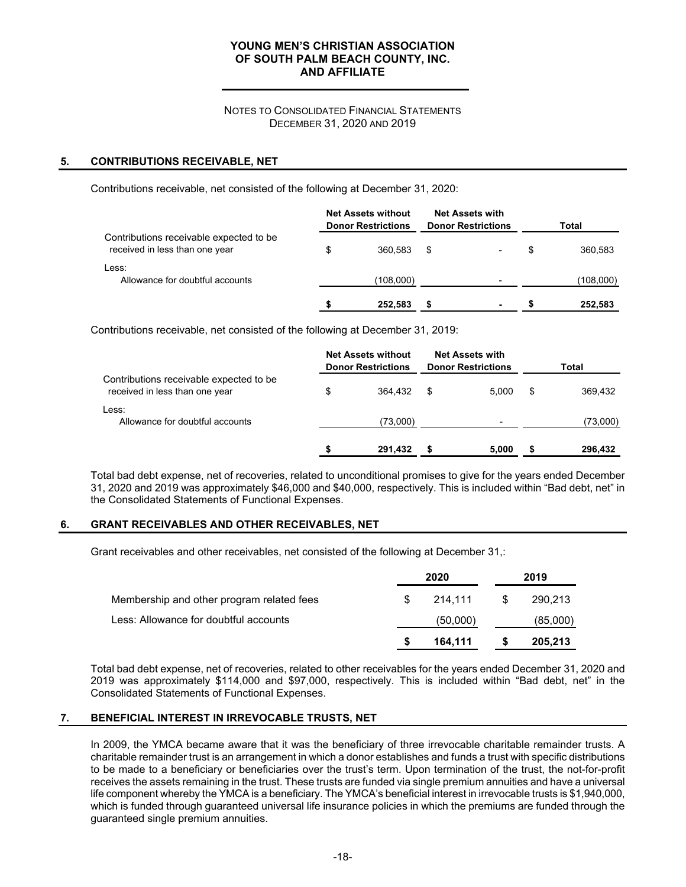## 5. CONTRIBUTIONS RECEIVABLE, NET

Contributions receivable, net consisted of the following at December 31, 2020:

| | Net Assets without Donor Restrictions | Net Assets with Donor Restrictions | Total |
|---|---|---|---|
| Contributions receivable expected to be received in less than one year | $ 360,583 | $ - | $ 360,583 |
| Less: | | | |
| Allowance for doubtful accounts | (108,000) | - | (108,000) |
| | **$ 252,583** | **$ -** | **$ 252,583** |

Contributions receivable, net consisted of the following at December 31, 2019:

| | Net Assets without Donor Restrictions | Net Assets with Donor Restrictions | Total |
|---|---|---|---|
| Contributions receivable expected to be received in less than one year | $ 364,432 | $ 5,000 | $ 369,432 |
| Less: | | | |
| Allowance for doubtful accounts | (73,000) | - | (73,000) |
| | **$ 291,432** | **$ 5,000** | **$ 296,432** |

Total bad debt expense, net of recoveries, related to unconditional promises to give for the years ended December 31, 2020 and 2019 was approximately $46,000 and $40,000, respectively. This is included within "Bad debt, net" in the Consolidated Statements of Functional Expenses.

## 6. GRANT RECEIVABLES AND OTHER RECEIVABLES, NET

Grant receivables and other receivables, net consisted of the following at December 31,:

| | 2020 | 2019 |
|---|---|---|
| Membership and other program related fees | $ 214,111 | $ 290,213 |
| Less: Allowance for doubtful accounts | (50,000) | (85,000) |
| | **$ 164,111** | **$ 205,213** |

Total bad debt expense, net of recoveries, related to other receivables for the years ended December 31, 2020 and 2019 was approximately $114,000 and $97,000, respectively. This is included within "Bad debt, net" in the Consolidated Statements of Functional Expenses.

## 7. BENEFICIAL INTEREST IN IRREVOCABLE TRUSTS, NET

In 2009, the YMCA became aware that it was the beneficiary of three irrevocable charitable remainder trusts. A charitable remainder trust is an arrangement in which a donor establishes and funds a trust with specific distributions to be made to a beneficiary or beneficiaries over the trust's term. Upon termination of the trust, the not-for-profit receives the assets remaining in the trust. These trusts are funded via single premium annuities and have a universal life component whereby the YMCA is a beneficiary. The YMCA's beneficial interest in irrevocable trusts is $1,940,000, which is funded through guaranteed universal life insurance policies in which the premiums are funded through the guaranteed single premium annuities.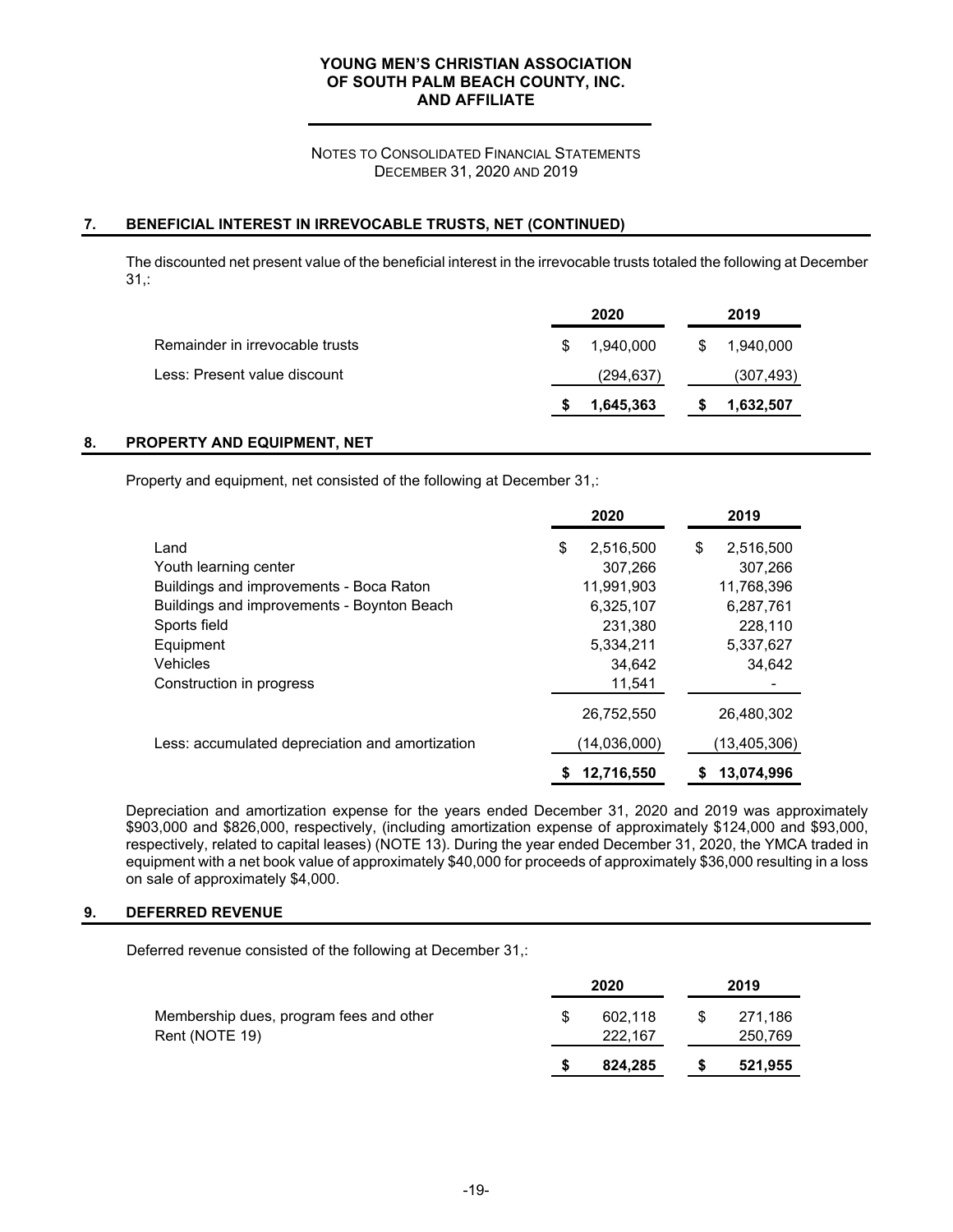## 7. BENEFICIAL INTEREST IN IRREVOCABLE TRUSTS, NET (CONTINUED)

The discounted net present value of the beneficial interest in the irrevocable trusts totaled the following at December 31,:

| | 2020 | 2019 |
|---|---|---|
| Remainder in irrevocable trusts | $ 1,940,000 | $ 1,940,000 |
| Less: Present value discount | (294,637) | (307,493) |
| | **$ 1,645,363** | **$ 1,632,507** |

## 8. PROPERTY AND EQUIPMENT, NET

Property and equipment, net consisted of the following at December 31,:

| | 2020 | 2019 |
|---|---|---|
| Land | $ 2,516,500 | $ 2,516,500 |
| Youth learning center | 307,266 | 307,266 |
| Buildings and improvements - Boca Raton | 11,991,903 | 11,768,396 |
| Buildings and improvements - Boynton Beach | 6,325,107 | 6,287,761 |
| Sports field | 231,380 | 228,110 |
| Equipment | 5,334,211 | 5,337,627 |
| Vehicles | 34,642 | 34,642 |
| Construction in progress | 11,541 | - |
| | 26,752,550 | 26,480,302 |
| Less: accumulated depreciation and amortization | (14,036,000) | (13,405,306) |
| | **$ 12,716,550** | **$ 13,074,996** |

Depreciation and amortization expense for the years ended December 31, 2020 and 2019 was approximately $903,000 and $826,000, respectively, (including amortization expense of approximately $124,000 and $93,000, respectively, related to capital leases) (NOTE 13). During the year ended December 31, 2020, the YMCA traded in equipment with a net book value of approximately $40,000 for proceeds of approximately $36,000 resulting in a loss on sale of approximately $4,000.

## 9. DEFERRED REVENUE

Deferred revenue consisted of the following at December 31,:

| | 2020 | 2019 |
|---|---|---|
| Membership dues, program fees and other | $ 602,118 | $ 271,186 |
| Rent (NOTE 19) | 222,167 | 250,769 |
| | **$ 824,285** | **$ 521,955** |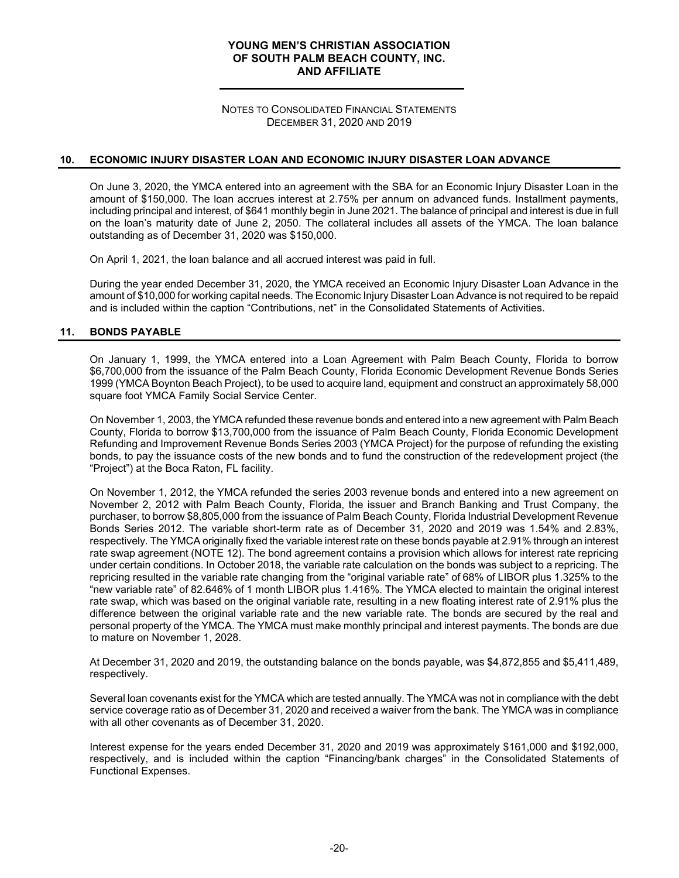## 10. ECONOMIC INJURY DISASTER LOAN AND ECONOMIC INJURY DISASTER LOAN ADVANCE

On June 3, 2020, the YMCA entered into an agreement with the SBA for an Economic Injury Disaster Loan in the amount of $150,000. The loan accrues interest at 2.75% per annum on advanced funds. Installment payments, including principal and interest, of $641 monthly begin in June 2021. The balance of principal and interest is due in full on the loan's maturity date of June 2, 2050. The collateral includes all assets of the YMCA. The loan balance outstanding as of December 31, 2020 was $150,000.

On April 1, 2021, the loan balance and all accrued interest was paid in full.

During the year ended December 31, 2020, the YMCA received an Economic Injury Disaster Loan Advance in the amount of $10,000 for working capital needs. The Economic Injury Disaster Loan Advance is not required to be repaid and is included within the caption "Contributions, net" in the Consolidated Statements of Activities.

## 11. BONDS PAYABLE

On January 1, 1999, the YMCA entered into a Loan Agreement with Palm Beach County, Florida to borrow $6,700,000 from the issuance of the Palm Beach County, Florida Economic Development Revenue Bonds Series 1999 (YMCA Boynton Beach Project), to be used to acquire land, equipment and construct an approximately 58,000 square foot YMCA Family Social Service Center.

On November 1, 2003, the YMCA refunded these revenue bonds and entered into a new agreement with Palm Beach County, Florida to borrow $13,700,000 from the issuance of Palm Beach County, Florida Economic Development Refunding and Improvement Revenue Bonds Series 2003 (YMCA Project) for the purpose of refunding the existing bonds, to pay the issuance costs of the new bonds and to fund the construction of the redevelopment project (the "Project") at the Boca Raton, FL facility.

On November 1, 2012, the YMCA refunded the series 2003 revenue bonds and entered into a new agreement on November 2, 2012 with Palm Beach County, Florida, the issuer and Branch Banking and Trust Company, the purchaser, to borrow $8,805,000 from the issuance of Palm Beach County, Florida Industrial Development Revenue Bonds Series 2012. The variable short-term rate as of December 31, 2020 and 2019 was 1.54% and 2.83%, respectively. The YMCA originally fixed the variable interest rate on these bonds payable at 2.91% through an interest rate swap agreement (NOTE 12). The bond agreement contains a provision which allows for interest rate repricing under certain conditions. In October 2018, the variable rate calculation on the bonds was subject to a repricing. The repricing resulted in the variable rate changing from the "original variable rate" of 68% of LIBOR plus 1.325% to the "new variable rate" of 82.646% of 1 month LIBOR plus 1.416%. The YMCA elected to maintain the original interest rate swap, which was based on the original variable rate, resulting in a new floating interest rate of 2.91% plus the difference between the original variable rate and the new variable rate. The bonds are secured by the real and personal property of the YMCA. The YMCA must make monthly principal and interest payments. The bonds are due to mature on November 1, 2028.

At December 31, 2020 and 2019, the outstanding balance on the bonds payable, was $4,872,855 and $5,411,489, respectively.

Several loan covenants exist for the YMCA which are tested annually. The YMCA was not in compliance with the debt service coverage ratio as of December 31, 2020 and received a waiver from the bank. The YMCA was in compliance with all other covenants as of December 31, 2020.

Interest expense for the years ended December 31, 2020 and 2019 was approximately $161,000 and $192,000, respectively, and is included within the caption "Financing/bank charges" in the Consolidated Statements of Functional Expenses.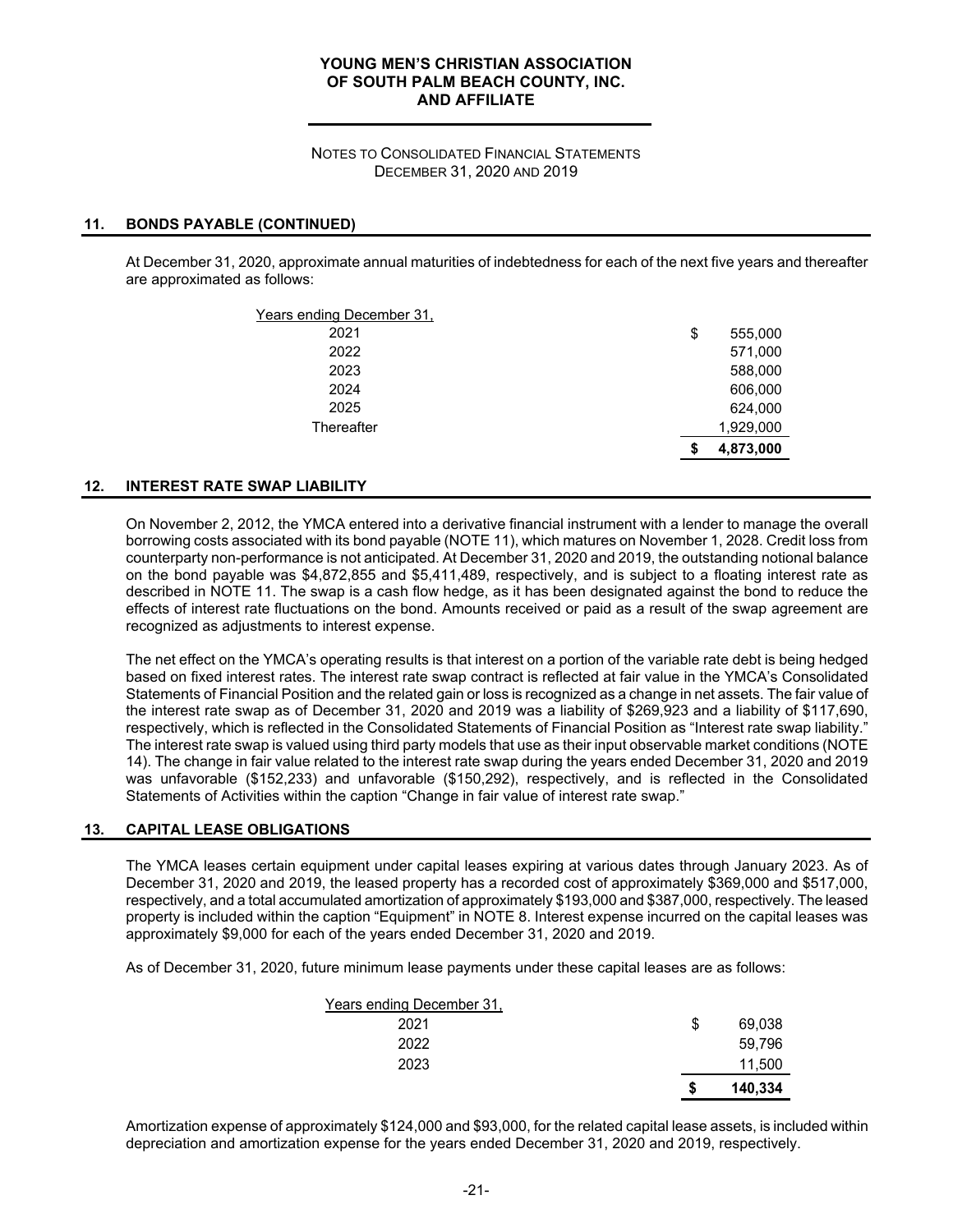## 11. BONDS PAYABLE (CONTINUED)

At December 31, 2020, approximate annual maturities of indebtedness for each of the next five years and thereafter are approximated as follows:

| Years ending December 31, | | |
|---|---|---|
| 2021 | $ | 555,000 |
| 2022 | | 571,000 |
| 2023 | | 588,000 |
| 2024 | | 606,000 |
| 2025 | | 624,000 |
| Thereafter | | 1,929,000 |
| | **$** | **4,873,000** |

## 12. INTEREST RATE SWAP LIABILITY

On November 2, 2012, the YMCA entered into a derivative financial instrument with a lender to manage the overall borrowing costs associated with its bond payable (NOTE 11), which matures on November 1, 2028. Credit loss from counterparty non-performance is not anticipated. At December 31, 2020 and 2019, the outstanding notional balance on the bond payable was $4,872,855 and $5,411,489, respectively, and is subject to a floating interest rate as described in NOTE 11. The swap is a cash flow hedge, as it has been designated against the bond to reduce the effects of interest rate fluctuations on the bond. Amounts received or paid as a result of the swap agreement are recognized as adjustments to interest expense.

The net effect on the YMCA's operating results is that interest on a portion of the variable rate debt is being hedged based on fixed interest rates. The interest rate swap contract is reflected at fair value in the YMCA's Consolidated Statements of Financial Position and the related gain or loss is recognized as a change in net assets. The fair value of the interest rate swap as of December 31, 2020 and 2019 was a liability of $269,923 and a liability of $117,690, respectively, which is reflected in the Consolidated Statements of Financial Position as "Interest rate swap liability." The interest rate swap is valued using third party models that use as their input observable market conditions (NOTE 14). The change in fair value related to the interest rate swap during the years ended December 31, 2020 and 2019 was unfavorable ($152,233) and unfavorable ($150,292), respectively, and is reflected in the Consolidated Statements of Activities within the caption "Change in fair value of interest rate swap."

## 13. CAPITAL LEASE OBLIGATIONS

The YMCA leases certain equipment under capital leases expiring at various dates through January 2023. As of December 31, 2020 and 2019, the leased property has a recorded cost of approximately $369,000 and $517,000, respectively, and a total accumulated amortization of approximately $193,000 and $387,000, respectively. The leased property is included within the caption "Equipment" in NOTE 8. Interest expense incurred on the capital leases was approximately $9,000 for each of the years ended December 31, 2020 and 2019.

As of December 31, 2020, future minimum lease payments under these capital leases are as follows:

| Years ending December 31, | | |
|---|---|---|
| 2021 | $ | 69,038 |
| 2022 | | 59,796 |
| 2023 | | 11,500 |
| | **$** | **140,334** |

Amortization expense of approximately $124,000 and $93,000, for the related capital lease assets, is included within depreciation and amortization expense for the years ended December 31, 2020 and 2019, respectively.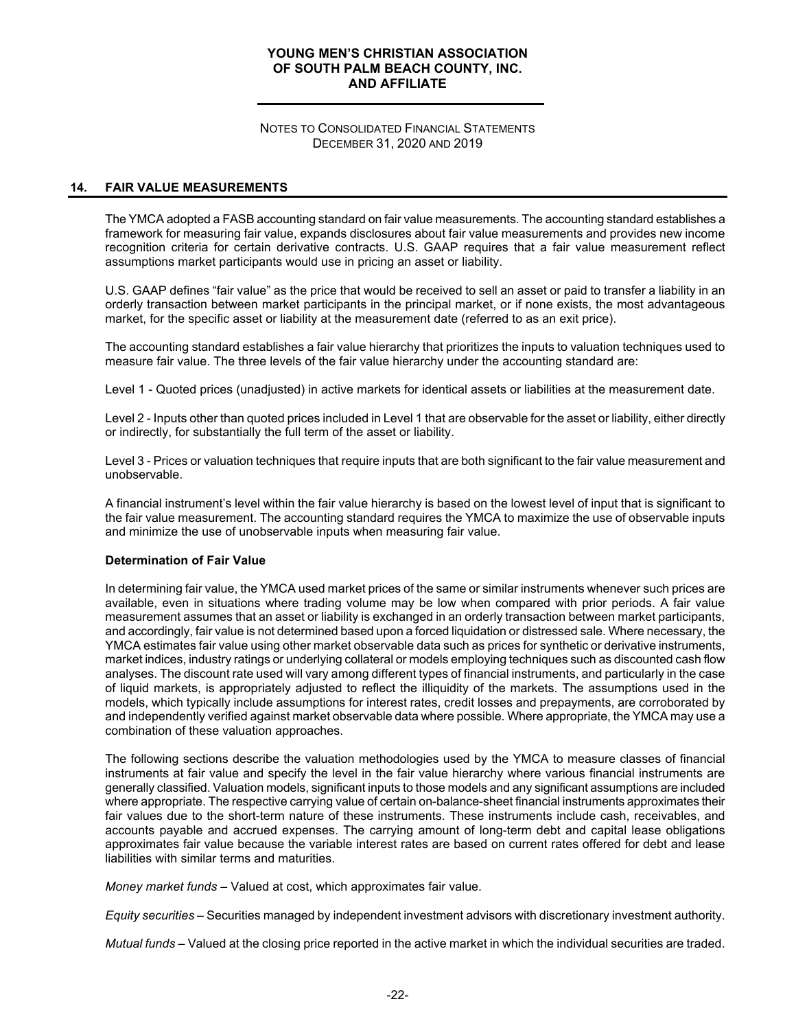## 14. FAIR VALUE MEASUREMENTS

The YMCA adopted a FASB accounting standard on fair value measurements. The accounting standard establishes a framework for measuring fair value, expands disclosures about fair value measurements and provides new income recognition criteria for certain derivative contracts. U.S. GAAP requires that a fair value measurement reflect assumptions market participants would use in pricing an asset or liability.

U.S. GAAP defines "fair value" as the price that would be received to sell an asset or paid to transfer a liability in an orderly transaction between market participants in the principal market, or if none exists, the most advantageous market, for the specific asset or liability at the measurement date (referred to as an exit price).

The accounting standard establishes a fair value hierarchy that prioritizes the inputs to valuation techniques used to measure fair value. The three levels of the fair value hierarchy under the accounting standard are:

Level 1 - Quoted prices (unadjusted) in active markets for identical assets or liabilities at the measurement date.

Level 2 - Inputs other than quoted prices included in Level 1 that are observable for the asset or liability, either directly or indirectly, for substantially the full term of the asset or liability.

Level 3 - Prices or valuation techniques that require inputs that are both significant to the fair value measurement and unobservable.

A financial instrument's level within the fair value hierarchy is based on the lowest level of input that is significant to the fair value measurement. The accounting standard requires the YMCA to maximize the use of observable inputs and minimize the use of unobservable inputs when measuring fair value.

### Determination of Fair Value

In determining fair value, the YMCA used market prices of the same or similar instruments whenever such prices are available, even in situations where trading volume may be low when compared with prior periods. A fair value measurement assumes that an asset or liability is exchanged in an orderly transaction between market participants, and accordingly, fair value is not determined based upon a forced liquidation or distressed sale. Where necessary, the YMCA estimates fair value using other market observable data such as prices for synthetic or derivative instruments, market indices, industry ratings or underlying collateral or models employing techniques such as discounted cash flow analyses. The discount rate used will vary among different types of financial instruments, and particularly in the case of liquid markets, is appropriately adjusted to reflect the illiquidity of the markets. The assumptions used in the models, which typically include assumptions for interest rates, credit losses and prepayments, are corroborated by and independently verified against market observable data where possible. Where appropriate, the YMCA may use a combination of these valuation approaches.

The following sections describe the valuation methodologies used by the YMCA to measure classes of financial instruments at fair value and specify the level in the fair value hierarchy where various financial instruments are generally classified. Valuation models, significant inputs to those models and any significant assumptions are included where appropriate. The respective carrying value of certain on-balance-sheet financial instruments approximates their fair values due to the short-term nature of these instruments. These instruments include cash, receivables, and accounts payable and accrued expenses. The carrying amount of long-term debt and capital lease obligations approximates fair value because the variable interest rates are based on current rates offered for debt and lease liabilities with similar terms and maturities.

*Money market funds* – Valued at cost, which approximates fair value.

*Equity securities* – Securities managed by independent investment advisors with discretionary investment authority.

*Mutual funds* – Valued at the closing price reported in the active market in which the individual securities are traded.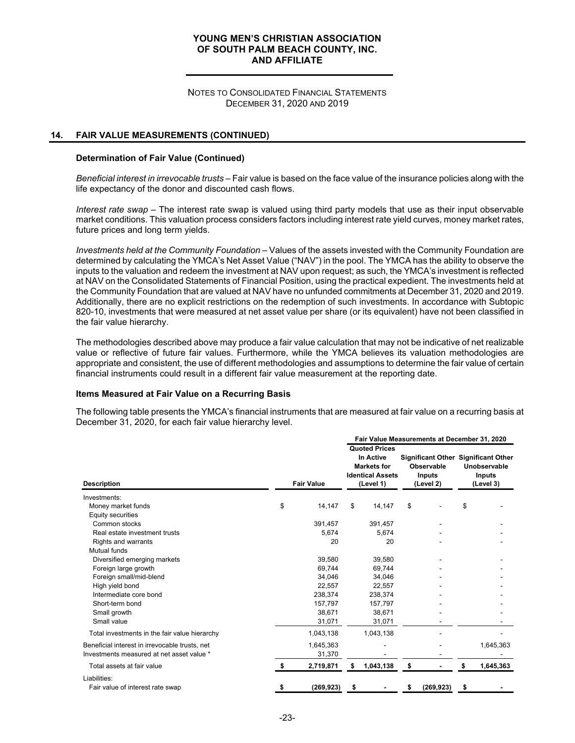## 14. FAIR VALUE MEASUREMENTS (CONTINUED)

### Determination of Fair Value (Continued)

*Beneficial interest in irrevocable trusts* – Fair value is based on the face value of the insurance policies along with the life expectancy of the donor and discounted cash flows.

*Interest rate swap* – The interest rate swap is valued using third party models that use as their input observable market conditions. This valuation process considers factors including interest rate yield curves, money market rates, future prices and long term yields.

*Investments held at the Community Foundation* – Values of the assets invested with the Community Foundation are determined by calculating the YMCA's Net Asset Value ("NAV") in the pool. The YMCA has the ability to observe the inputs to the valuation and redeem the investment at NAV upon request; as such, the YMCA's investment is reflected at NAV on the Consolidated Statements of Financial Position, using the practical expedient. The investments held at the Community Foundation that are valued at NAV have no unfunded commitments at December 31, 2020 and 2019. Additionally, there are no explicit restrictions on the redemption of such investments. In accordance with Subtopic 820-10, investments that were measured at net asset value per share (or its equivalent) have not been classified in the fair value hierarchy.

The methodologies described above may produce a fair value calculation that may not be indicative of net realizable value or reflective of future fair values. Furthermore, while the YMCA believes its valuation methodologies are appropriate and consistent, the use of different methodologies and assumptions to determine the fair value of certain financial instruments could result in a different fair value measurement at the reporting date.

### Items Measured at Fair Value on a Recurring Basis

The following table presents the YMCA's financial instruments that are measured at fair value on a recurring basis at December 31, 2020, for each fair value hierarchy level.

| | | Fair Value Measurements at December 31, 2020 | | |
|---|---|---|---|---|
| **Description** | **Fair Value** | **Quoted Prices In Active Markets for Identical Assets (Level 1)** | **Significant Other Observable Inputs (Level 2)** | **Significant Other Unobservable Inputs (Level 3)** |
| Investments: | | | | |
| Money market funds | $ 14,147 | $ 14,147 | $ - | $ - |
| Equity securities | | | | |
| Common stocks | 391,457 | 391,457 | - | - |
| Real estate investment trusts | 5,674 | 5,674 | - | - |
| Rights and warrants | 20 | 20 | - | - |
| Mutual funds | | | | |
| Diversified emerging markets | 39,580 | 39,580 | - | - |
| Foreign large growth | 69,744 | 69,744 | - | - |
| Foreign small/mid-blend | 34,046 | 34,046 | - | - |
| High yield bond | 22,557 | 22,557 | - | - |
| Intermediate core bond | 238,374 | 238,374 | - | - |
| Short-term bond | 157,797 | 157,797 | - | - |
| Small growth | 38,671 | 38,671 | - | - |
| Small value | 31,071 | 31,071 | - | - |
| Total investments in the fair value hierarchy | 1,043,138 | 1,043,138 | - | - |
| Beneficial interest in irrevocable trusts, net | 1,645,363 | - | - | 1,645,363 |
| Investments measured at net asset value * | 31,370 | - | - | - |
| Total assets at fair value | **$ 2,719,871** | **$ 1,043,138** | **$ -** | **$ 1,645,363** |
| Liabilities: | | | | |
| Fair value of interest rate swap | **$ (269,923)** | **$ -** | **$ (269,923)** | **$ -** |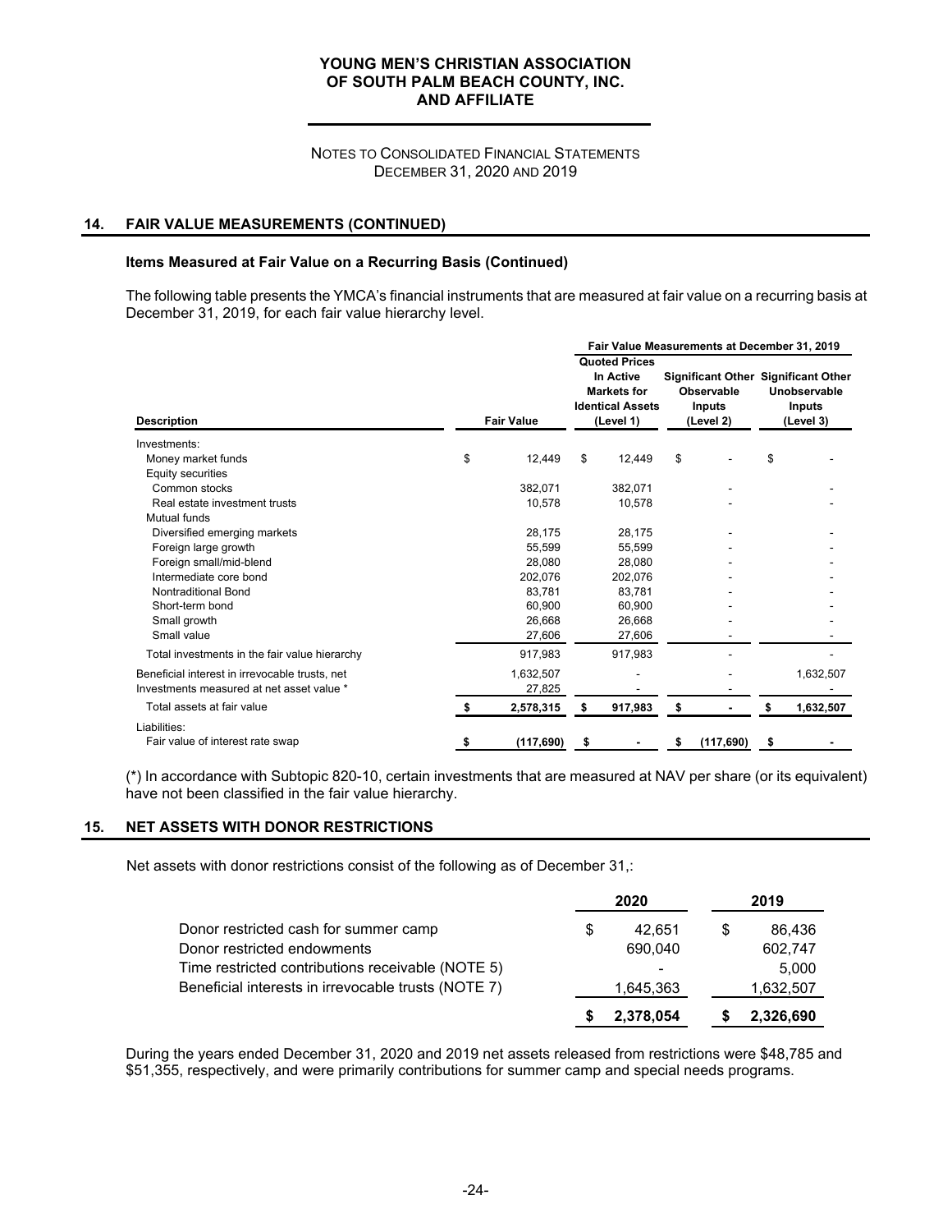## 14. FAIR VALUE MEASUREMENTS (CONTINUED)

### Items Measured at Fair Value on a Recurring Basis (Continued)

The following table presents the YMCA's financial instruments that are measured at fair value on a recurring basis at December 31, 2019, for each fair value hierarchy level.

| | | Fair Value Measurements at December 31, 2019 | | |
|---|---|---|---|---|
| **Description** | **Fair Value** | **Quoted Prices In Active Markets for Identical Assets (Level 1)** | **Significant Other Observable Inputs (Level 2)** | **Significant Other Unobservable Inputs (Level 3)** |
| Investments: | | | | |
| Money market funds | $ 12,449 | $ 12,449 | $ - | $ - |
| Equity securities | | | | |
| Common stocks | 382,071 | 382,071 | - | - |
| Real estate investment trusts | 10,578 | 10,578 | - | - |
| Mutual funds | | | | |
| Diversified emerging markets | 28,175 | 28,175 | - | - |
| Foreign large growth | 55,599 | 55,599 | - | - |
| Foreign small/mid-blend | 28,080 | 28,080 | - | - |
| Intermediate core bond | 202,076 | 202,076 | - | - |
| Nontraditional Bond | 83,781 | 83,781 | - | - |
| Short-term bond | 60,900 | 60,900 | - | - |
| Small growth | 26,668 | 26,668 | - | - |
| Small value | 27,606 | 27,606 | - | - |
| Total investments in the fair value hierarchy | 917,983 | 917,983 | - | - |
| Beneficial interest in irrevocable trusts, net | 1,632,507 | - | - | 1,632,507 |
| Investments measured at net asset value * | 27,825 | - | - | - |
| Total assets at fair value | **$ 2,578,315** | **$ 917,983** | **$ -** | **$ 1,632,507** |
| Liabilities: | | | | |
| Fair value of interest rate swap | **$ (117,690)** | **$ -** | **$ (117,690)** | **$ -** |

(*) In accordance with Subtopic 820-10, certain investments that are measured at NAV per share (or its equivalent) have not been classified in the fair value hierarchy.

## 15. NET ASSETS WITH DONOR RESTRICTIONS

Net assets with donor restrictions consist of the following as of December 31,:

| | 2020 | 2019 |
|---|---|---|
| Donor restricted cash for summer camp | $ 42,651 | $ 86,436 |
| Donor restricted endowments | 690,040 | 602,747 |
| Time restricted contributions receivable (NOTE 5) | - | 5,000 |
| Beneficial interests in irrevocable trusts (NOTE 7) | 1,645,363 | 1,632,507 |
| | **$ 2,378,054** | **$ 2,326,690** |

During the years ended December 31, 2020 and 2019 net assets released from restrictions were $48,785 and $51,355, respectively, and were primarily contributions for summer camp and special needs programs.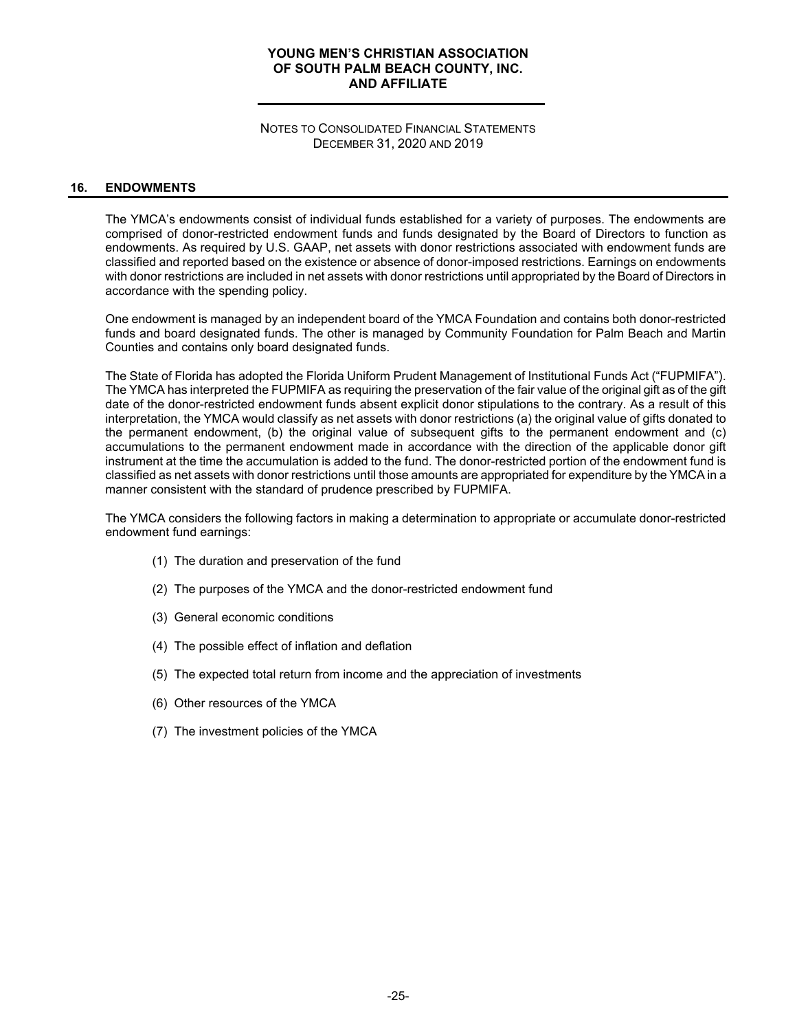## 16. ENDOWMENTS

The YMCA's endowments consist of individual funds established for a variety of purposes. The endowments are comprised of donor-restricted endowment funds and funds designated by the Board of Directors to function as endowments. As required by U.S. GAAP, net assets with donor restrictions associated with endowment funds are classified and reported based on the existence or absence of donor-imposed restrictions. Earnings on endowments with donor restrictions are included in net assets with donor restrictions until appropriated by the Board of Directors in accordance with the spending policy.

One endowment is managed by an independent board of the YMCA Foundation and contains both donor-restricted funds and board designated funds. The other is managed by Community Foundation for Palm Beach and Martin Counties and contains only board designated funds.

The State of Florida has adopted the Florida Uniform Prudent Management of Institutional Funds Act ("FUPMIFA"). The YMCA has interpreted the FUPMIFA as requiring the preservation of the fair value of the original gift as of the gift date of the donor-restricted endowment funds absent explicit donor stipulations to the contrary. As a result of this interpretation, the YMCA would classify as net assets with donor restrictions (a) the original value of gifts donated to the permanent endowment, (b) the original value of subsequent gifts to the permanent endowment and (c) accumulations to the permanent endowment made in accordance with the direction of the applicable donor gift instrument at the time the accumulation is added to the fund. The donor-restricted portion of the endowment fund is classified as net assets with donor restrictions until those amounts are appropriated for expenditure by the YMCA in a manner consistent with the standard of prudence prescribed by FUPMIFA.

The YMCA considers the following factors in making a determination to appropriate or accumulate donor-restricted endowment fund earnings:

(1) The duration and preservation of the fund

(2) The purposes of the YMCA and the donor-restricted endowment fund

(3) General economic conditions

(4) The possible effect of inflation and deflation

(5) The expected total return from income and the appreciation of investments

(6) Other resources of the YMCA

(7) The investment policies of the YMCA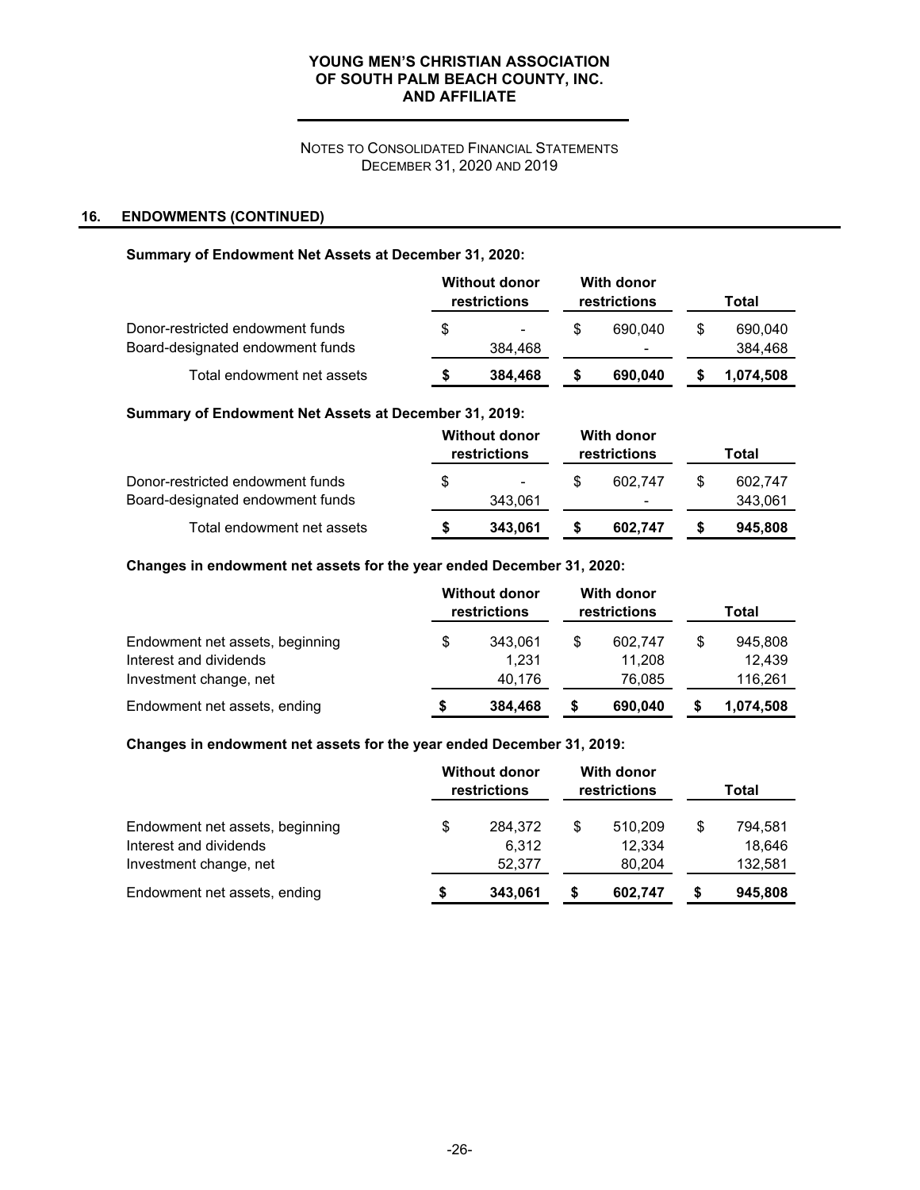YOUNG MEN'S CHRISTIAN ASSOCIATION
OF SOUTH PALM BEACH COUNTY, INC.
AND AFFILIATE

NOTES TO CONSOLIDATED FINANCIAL STATEMENTS
DECEMBER 31, 2020 AND 2019

## 16. ENDOWMENTS (CONTINUED)

**Summary of Endowment Net Assets at December 31, 2020:**

| | Without donor restrictions | With donor restrictions | Total |
|---|---|---|---|
| Donor-restricted endowment funds | $ - | $ 690,040 | $ 690,040 |
| Board-designated endowment funds | 384,468 | - | 384,468 |
| Total endowment net assets | **$ 384,468** | **$ 690,040** | **$ 1,074,508** |

**Summary of Endowment Net Assets at December 31, 2019:**

| | Without donor restrictions | With donor restrictions | Total |
|---|---|---|---|
| Donor-restricted endowment funds | $ - | $ 602,747 | $ 602,747 |
| Board-designated endowment funds | 343,061 | - | 343,061 |
| Total endowment net assets | **$ 343,061** | **$ 602,747** | **$ 945,808** |

**Changes in endowment net assets for the year ended December 31, 2020:**

| | Without donor restrictions | With donor restrictions | Total |
|---|---|---|---|
| Endowment net assets, beginning | $ 343,061 | $ 602,747 | $ 945,808 |
| Interest and dividends | 1,231 | 11,208 | 12,439 |
| Investment change, net | 40,176 | 76,085 | 116,261 |
| Endowment net assets, ending | **$ 384,468** | **$ 690,040** | **$ 1,074,508** |

**Changes in endowment net assets for the year ended December 31, 2019:**

| | Without donor restrictions | With donor restrictions | Total |
|---|---|---|---|
| Endowment net assets, beginning | $ 284,372 | $ 510,209 | $ 794,581 |
| Interest and dividends | 6,312 | 12,334 | 18,646 |
| Investment change, net | 52,377 | 80,204 | 132,581 |
| Endowment net assets, ending | **$ 343,061** | **$ 602,747** | **$ 945,808** |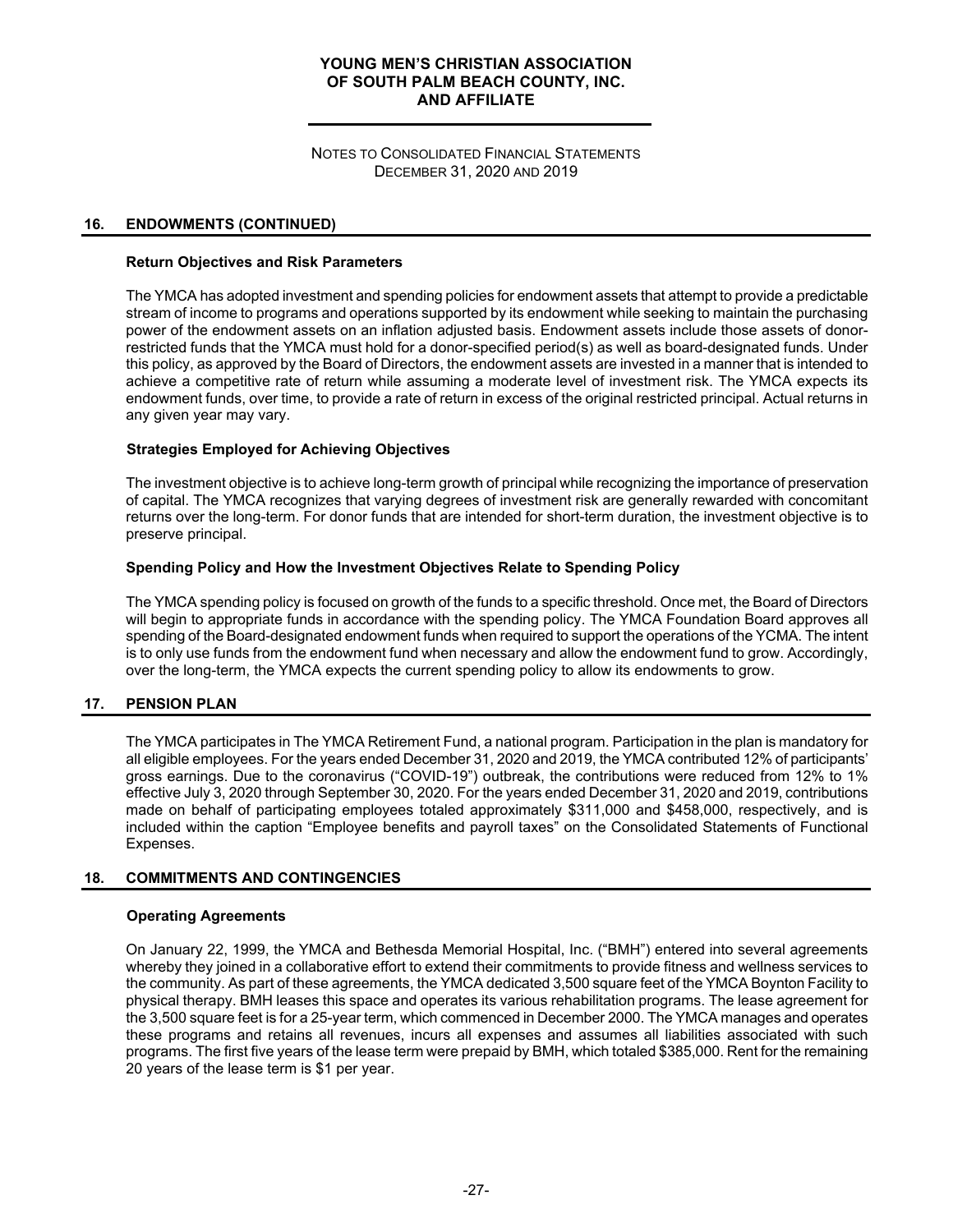## 16. ENDOWMENTS (CONTINUED)

### Return Objectives and Risk Parameters

The YMCA has adopted investment and spending policies for endowment assets that attempt to provide a predictable stream of income to programs and operations supported by its endowment while seeking to maintain the purchasing power of the endowment assets on an inflation adjusted basis. Endowment assets include those assets of donor-restricted funds that the YMCA must hold for a donor-specified period(s) as well as board-designated funds. Under this policy, as approved by the Board of Directors, the endowment assets are invested in a manner that is intended to achieve a competitive rate of return while assuming a moderate level of investment risk. The YMCA expects its endowment funds, over time, to provide a rate of return in excess of the original restricted principal. Actual returns in any given year may vary.

### Strategies Employed for Achieving Objectives

The investment objective is to achieve long-term growth of principal while recognizing the importance of preservation of capital. The YMCA recognizes that varying degrees of investment risk are generally rewarded with concomitant returns over the long-term. For donor funds that are intended for short-term duration, the investment objective is to preserve principal.

### Spending Policy and How the Investment Objectives Relate to Spending Policy

The YMCA spending policy is focused on growth of the funds to a specific threshold. Once met, the Board of Directors will begin to appropriate funds in accordance with the spending policy. The YMCA Foundation Board approves all spending of the Board-designated endowment funds when required to support the operations of the YCMA. The intent is to only use funds from the endowment fund when necessary and allow the endowment fund to grow. Accordingly, over the long-term, the YMCA expects the current spending policy to allow its endowments to grow.

## 17. PENSION PLAN

The YMCA participates in The YMCA Retirement Fund, a national program. Participation in the plan is mandatory for all eligible employees. For the years ended December 31, 2020 and 2019, the YMCA contributed 12% of participants' gross earnings. Due to the coronavirus ("COVID-19") outbreak, the contributions were reduced from 12% to 1% effective July 3, 2020 through September 30, 2020. For the years ended December 31, 2020 and 2019, contributions made on behalf of participating employees totaled approximately $311,000 and $458,000, respectively, and is included within the caption "Employee benefits and payroll taxes" on the Consolidated Statements of Functional Expenses.

## 18. COMMITMENTS AND CONTINGENCIES

### Operating Agreements

On January 22, 1999, the YMCA and Bethesda Memorial Hospital, Inc. ("BMH") entered into several agreements whereby they joined in a collaborative effort to extend their commitments to provide fitness and wellness services to the community. As part of these agreements, the YMCA dedicated 3,500 square feet of the YMCA Boynton Facility to physical therapy. BMH leases this space and operates its various rehabilitation programs. The lease agreement for the 3,500 square feet is for a 25-year term, which commenced in December 2000. The YMCA manages and operates these programs and retains all revenues, incurs all expenses and assumes all liabilities associated with such programs. The first five years of the lease term were prepaid by BMH, which totaled $385,000. Rent for the remaining 20 years of the lease term is $1 per year.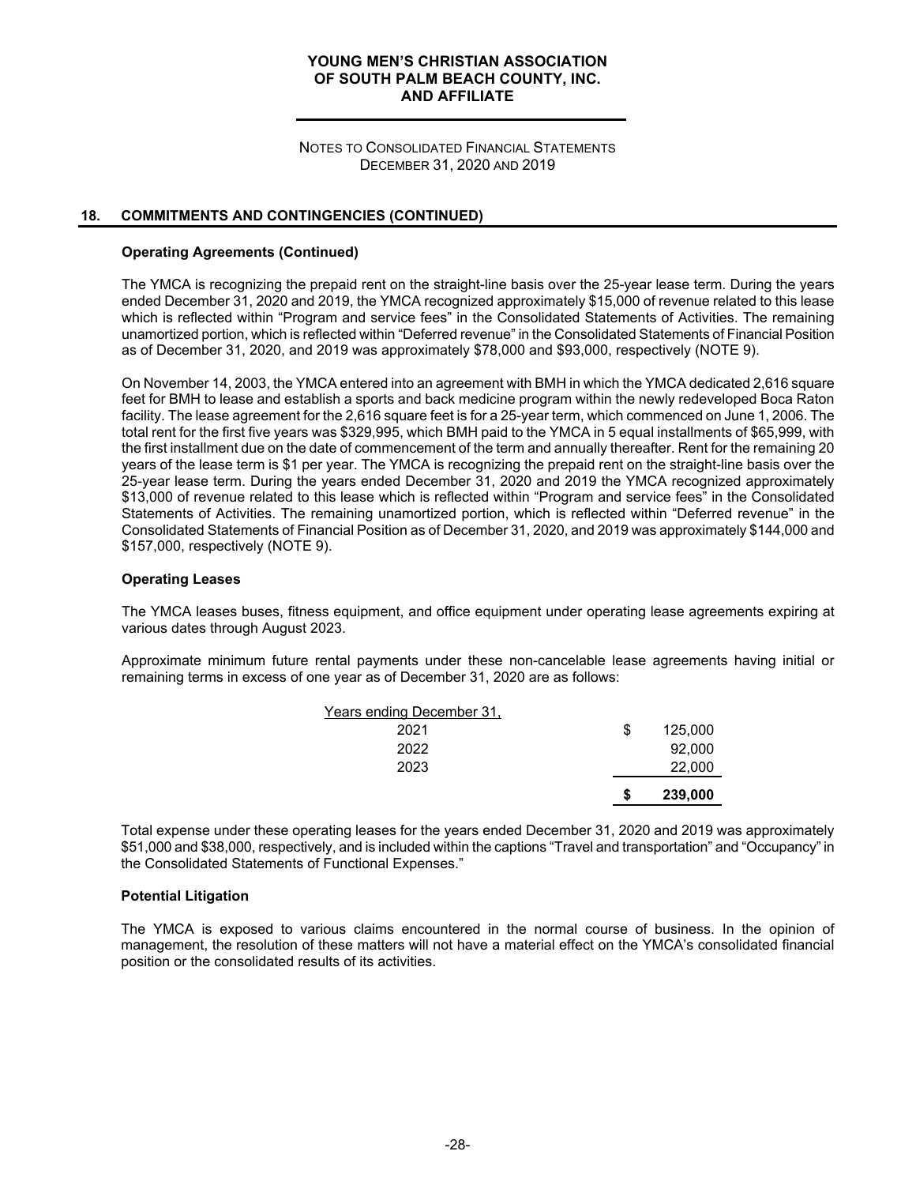## 18. COMMITMENTS AND CONTINGENCIES (CONTINUED)

### Operating Agreements (Continued)

The YMCA is recognizing the prepaid rent on the straight-line basis over the 25-year lease term. During the years ended December 31, 2020 and 2019, the YMCA recognized approximately $15,000 of revenue related to this lease which is reflected within "Program and service fees" in the Consolidated Statements of Activities. The remaining unamortized portion, which is reflected within "Deferred revenue" in the Consolidated Statements of Financial Position as of December 31, 2020, and 2019 was approximately $78,000 and $93,000, respectively (NOTE 9).

On November 14, 2003, the YMCA entered into an agreement with BMH in which the YMCA dedicated 2,616 square feet for BMH to lease and establish a sports and back medicine program within the newly redeveloped Boca Raton facility. The lease agreement for the 2,616 square feet is for a 25-year term, which commenced on June 1, 2006. The total rent for the first five years was $329,995, which BMH paid to the YMCA in 5 equal installments of $65,999, with the first installment due on the date of commencement of the term and annually thereafter. Rent for the remaining 20 years of the lease term is $1 per year. The YMCA is recognizing the prepaid rent on the straight-line basis over the 25-year lease term. During the years ended December 31, 2020 and 2019 the YMCA recognized approximately $13,000 of revenue related to this lease which is reflected within "Program and service fees" in the Consolidated Statements of Activities. The remaining unamortized portion, which is reflected within "Deferred revenue" in the Consolidated Statements of Financial Position as of December 31, 2020, and 2019 was approximately $144,000 and $157,000, respectively (NOTE 9).

### Operating Leases

The YMCA leases buses, fitness equipment, and office equipment under operating lease agreements expiring at various dates through August 2023.

Approximate minimum future rental payments under these non-cancelable lease agreements having initial or remaining terms in excess of one year as of December 31, 2020 are as follows:

| Years ending December 31, | |
|---|---|
| 2021 | $ 125,000 |
| 2022 | 92,000 |
| 2023 | 22,000 |
| | **$ 239,000** |

Total expense under these operating leases for the years ended December 31, 2020 and 2019 was approximately $51,000 and $38,000, respectively, and is included within the captions "Travel and transportation" and "Occupancy" in the Consolidated Statements of Functional Expenses."

### Potential Litigation

The YMCA is exposed to various claims encountered in the normal course of business. In the opinion of management, the resolution of these matters will not have a material effect on the YMCA's consolidated financial position or the consolidated results of its activities.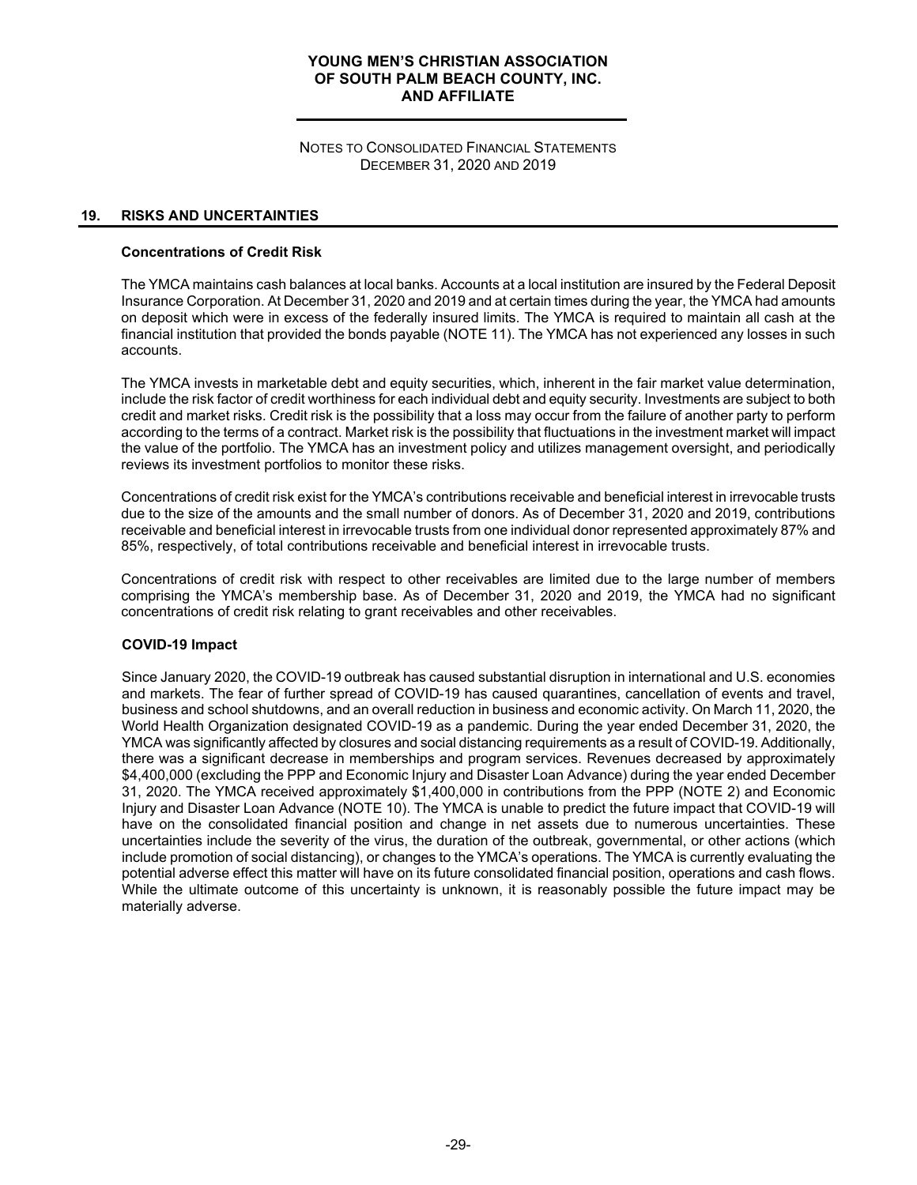## 19. RISKS AND UNCERTAINTIES

### Concentrations of Credit Risk

The YMCA maintains cash balances at local banks. Accounts at a local institution are insured by the Federal Deposit Insurance Corporation. At December 31, 2020 and 2019 and at certain times during the year, the YMCA had amounts on deposit which were in excess of the federally insured limits. The YMCA is required to maintain all cash at the financial institution that provided the bonds payable (NOTE 11). The YMCA has not experienced any losses in such accounts.

The YMCA invests in marketable debt and equity securities, which, inherent in the fair market value determination, include the risk factor of credit worthiness for each individual debt and equity security. Investments are subject to both credit and market risks. Credit risk is the possibility that a loss may occur from the failure of another party to perform according to the terms of a contract. Market risk is the possibility that fluctuations in the investment market will impact the value of the portfolio. The YMCA has an investment policy and utilizes management oversight, and periodically reviews its investment portfolios to monitor these risks.

Concentrations of credit risk exist for the YMCA's contributions receivable and beneficial interest in irrevocable trusts due to the size of the amounts and the small number of donors. As of December 31, 2020 and 2019, contributions receivable and beneficial interest in irrevocable trusts from one individual donor represented approximately 87% and 85%, respectively, of total contributions receivable and beneficial interest in irrevocable trusts.

Concentrations of credit risk with respect to other receivables are limited due to the large number of members comprising the YMCA's membership base. As of December 31, 2020 and 2019, the YMCA had no significant concentrations of credit risk relating to grant receivables and other receivables.

### COVID-19 Impact

Since January 2020, the COVID-19 outbreak has caused substantial disruption in international and U.S. economies and markets. The fear of further spread of COVID-19 has caused quarantines, cancellation of events and travel, business and school shutdowns, and an overall reduction in business and economic activity. On March 11, 2020, the World Health Organization designated COVID-19 as a pandemic. During the year ended December 31, 2020, the YMCA was significantly affected by closures and social distancing requirements as a result of COVID-19. Additionally, there was a significant decrease in memberships and program services. Revenues decreased by approximately $4,400,000 (excluding the PPP and Economic Injury and Disaster Loan Advance) during the year ended December 31, 2020. The YMCA received approximately $1,400,000 in contributions from the PPP (NOTE 2) and Economic Injury and Disaster Loan Advance (NOTE 10). The YMCA is unable to predict the future impact that COVID-19 will have on the consolidated financial position and change in net assets due to numerous uncertainties. These uncertainties include the severity of the virus, the duration of the outbreak, governmental, or other actions (which include promotion of social distancing), or changes to the YMCA's operations. The YMCA is currently evaluating the potential adverse effect this matter will have on its future consolidated financial position, operations and cash flows. While the ultimate outcome of this uncertainty is unknown, it is reasonably possible the future impact may be materially adverse.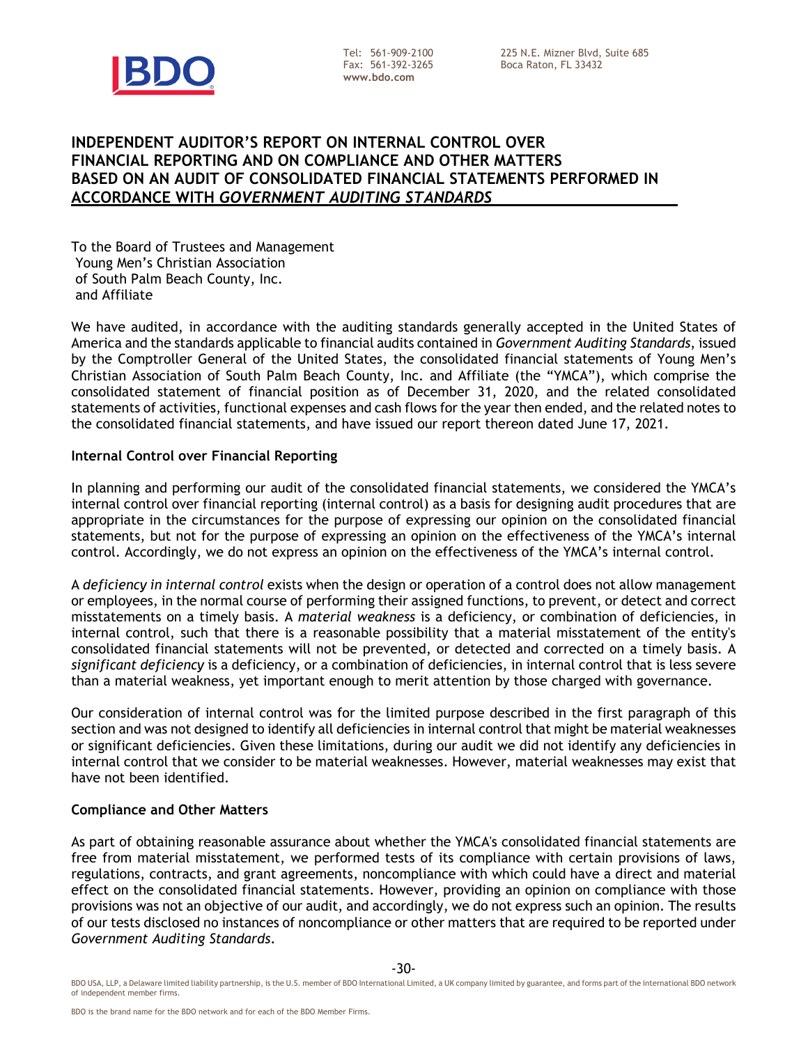Tel: 561-909-2100
Fax: 561-392-3265
**www.bdo.com**

225 N.E. Mizner Blvd, Suite 685
Boca Raton, FL 33432

# INDEPENDENT AUDITOR'S REPORT ON INTERNAL CONTROL OVER FINANCIAL REPORTING AND ON COMPLIANCE AND OTHER MATTERS BASED ON AN AUDIT OF CONSOLIDATED FINANCIAL STATEMENTS PERFORMED IN ACCORDANCE WITH *GOVERNMENT AUDITING STANDARDS*

To the Board of Trustees and Management
Young Men's Christian Association
of South Palm Beach County, Inc.
and Affiliate

We have audited, in accordance with the auditing standards generally accepted in the United States of America and the standards applicable to financial audits contained in *Government Auditing Standards*, issued by the Comptroller General of the United States, the consolidated financial statements of Young Men's Christian Association of South Palm Beach County, Inc. and Affiliate (the "YMCA"), which comprise the consolidated statement of financial position as of December 31, 2020, and the related consolidated statements of activities, functional expenses and cash flows for the year then ended, and the related notes to the consolidated financial statements, and have issued our report thereon dated June 17, 2021.

## Internal Control over Financial Reporting

In planning and performing our audit of the consolidated financial statements, we considered the YMCA's internal control over financial reporting (internal control) as a basis for designing audit procedures that are appropriate in the circumstances for the purpose of expressing our opinion on the consolidated financial statements, but not for the purpose of expressing an opinion on the effectiveness of the YMCA's internal control. Accordingly, we do not express an opinion on the effectiveness of the YMCA's internal control.

A *deficiency in internal control* exists when the design or operation of a control does not allow management or employees, in the normal course of performing their assigned functions, to prevent, or detect and correct misstatements on a timely basis. A *material weakness* is a deficiency, or combination of deficiencies, in internal control, such that there is a reasonable possibility that a material misstatement of the entity's consolidated financial statements will not be prevented, or detected and corrected on a timely basis. A *significant deficiency* is a deficiency, or a combination of deficiencies, in internal control that is less severe than a material weakness, yet important enough to merit attention by those charged with governance.

Our consideration of internal control was for the limited purpose described in the first paragraph of this section and was not designed to identify all deficiencies in internal control that might be material weaknesses or significant deficiencies. Given these limitations, during our audit we did not identify any deficiencies in internal control that we consider to be material weaknesses. However, material weaknesses may exist that have not been identified.

## Compliance and Other Matters

As part of obtaining reasonable assurance about whether the YMCA's consolidated financial statements are free from material misstatement, we performed tests of its compliance with certain provisions of laws, regulations, contracts, and grant agreements, noncompliance with which could have a direct and material effect on the consolidated financial statements. However, providing an opinion on compliance with those provisions was not an objective of our audit, and accordingly, we do not express such an opinion. The results of our tests disclosed no instances of noncompliance or other matters that are required to be reported under *Government Auditing Standards*.

BDO USA, LLP, a Delaware limited liability partnership, is the U.S. member of BDO International Limited, a UK company limited by guarantee, and forms part of the international BDO network of independent member firms.

BDO is the brand name for the BDO network and for each of the BDO Member Firms.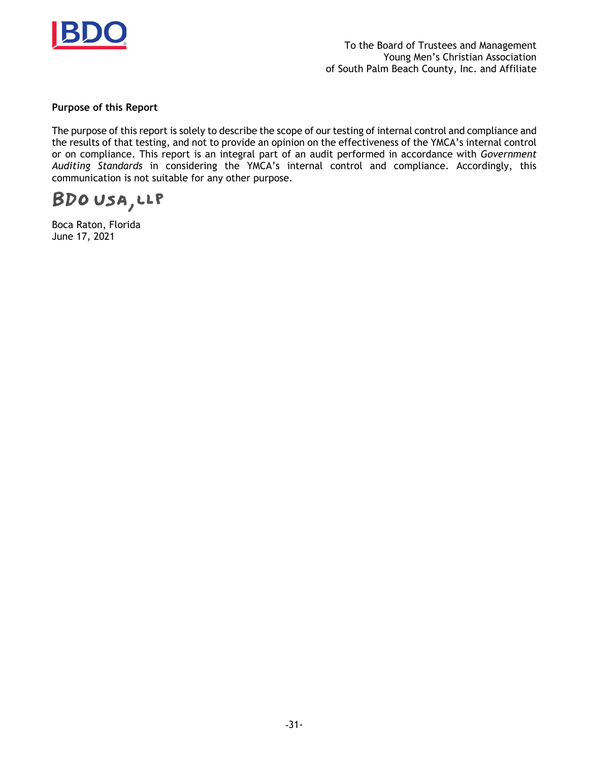To the Board of Trustees and Management
Young Men's Christian Association
of South Palm Beach County, Inc. and Affiliate

**Purpose of this Report**

The purpose of this report is solely to describe the scope of our testing of internal control and compliance and the results of that testing, and not to provide an opinion on the effectiveness of the YMCA's internal control or on compliance. This report is an integral part of an audit performed in accordance with *Government Auditing Standards* in considering the YMCA's internal control and compliance. Accordingly, this communication is not suitable for any other purpose.

BDO USA, LLP

Boca Raton, Florida
June 17, 2021